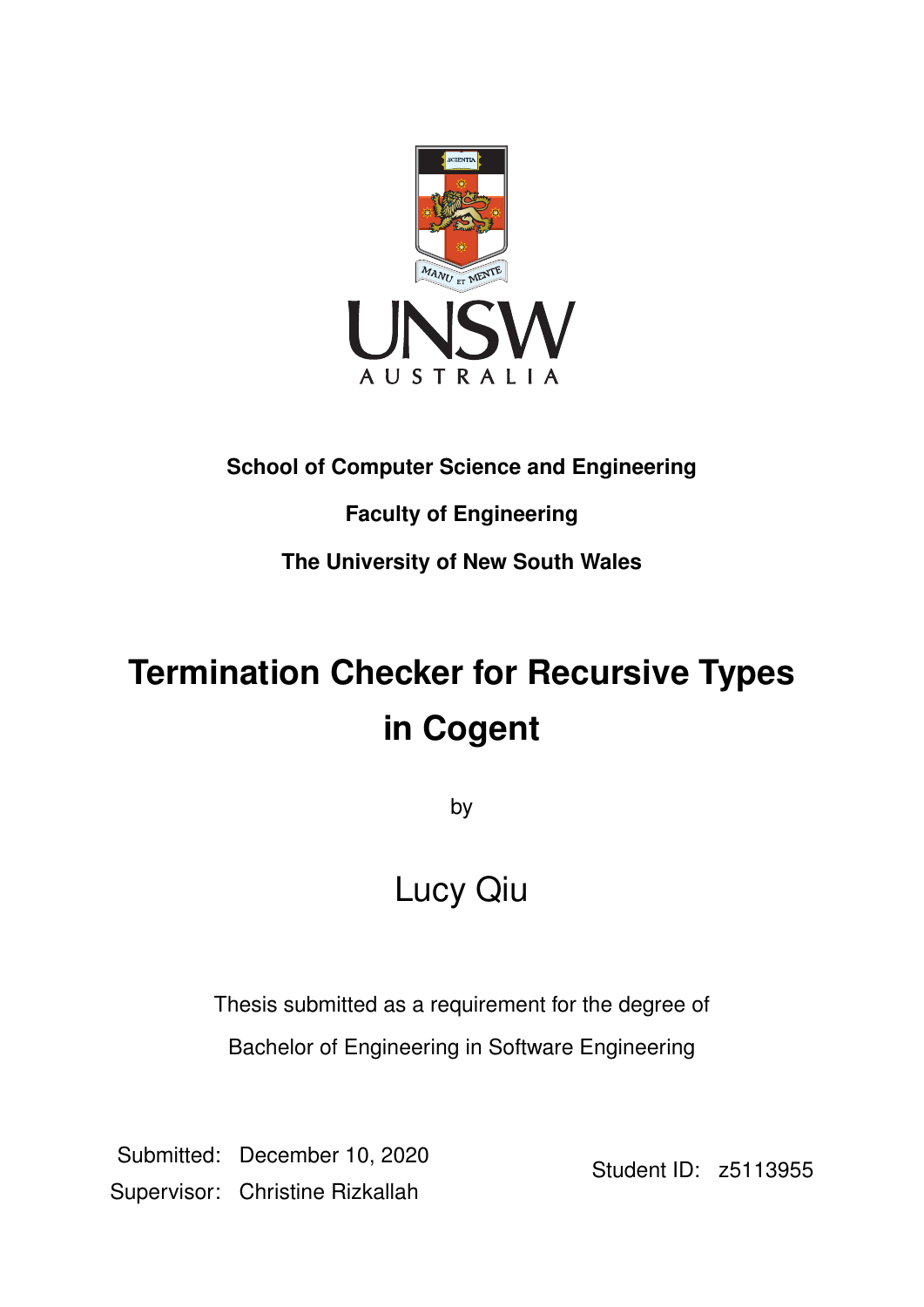**School of Computer Science and Engineering**

**Faculty of Engineering**

**The University of New South Wales**

# Termination Checker for Recursive Types in Cogent

by

Lucy Qiu

Thesis submitted as a requirement for the degree of

Bachelor of Engineering in Software Engineering

Submitted: December 10, 2020

Supervisor: Christine Rizkallah

Student ID: z5113955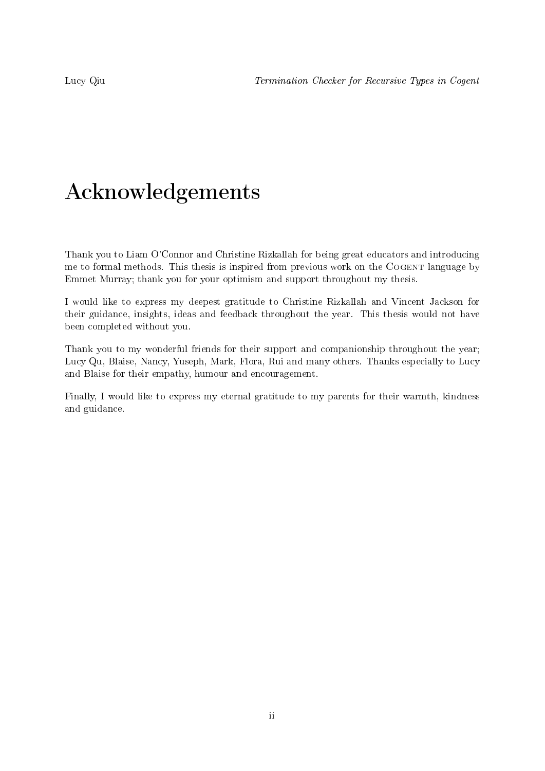# Acknowledgements

Thank you to Liam O'Connor and Christine Rizkallah for being great educators and introducing me to formal methods. This thesis is inspired from previous work on the Cogent language by Emmet Murray; thank you for your optimism and support throughout my thesis.

I would like to express my deepest gratitude to Christine Rizkallah and Vincent Jackson for their guidance, insights, ideas and feedback throughout the year. This thesis would not have been completed without you.

Thank you to my wonderful friends for their support and companionship throughout the year; Lucy Qu, Blaise, Nancy, Yuseph, Mark, Flora, Rui and many others. Thanks especially to Lucy and Blaise for their empathy, humour and encouragement.

Finally, I would like to express my eternal gratitude to my parents for their warmth, kindness and guidance.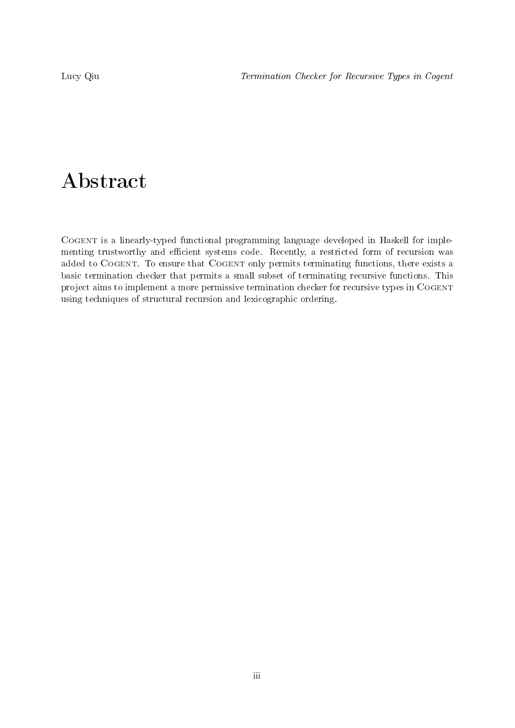# Abstract

Cogent is a linearly-typed functional programming language developed in Haskell for implementing trustworthy and efficient systems code. Recently, a restricted form of recursion was added to Cogent. To ensure that Cogent only permits terminating functions, there exists a basic termination checker that permits a small subset of terminating recursive functions. This project aims to implement a more permissive termination checker for recursive types in Cogent using techniques of structural recursion and lexicographic ordering.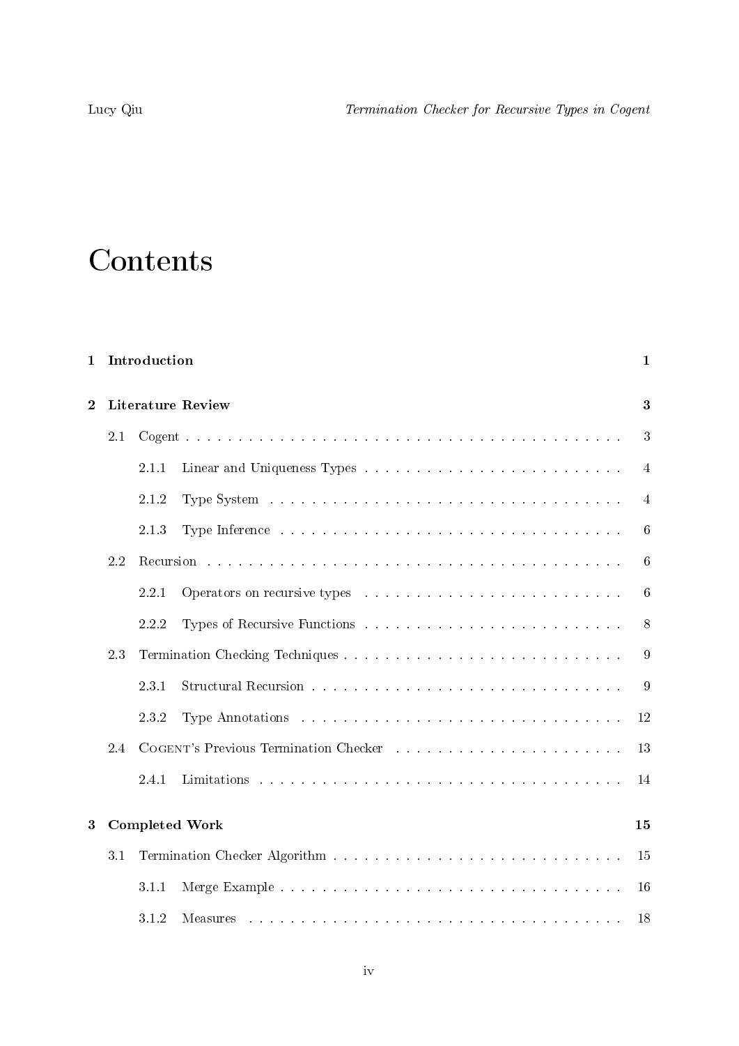# Contents

1 **Introduction** 1

2 **Literature Review** 3

- 2.1 Cogent 3
  - 2.1.1 Linear and Uniqueness Types 4
  - 2.1.2 Type System 4
  - 2.1.3 Type Inference 6
- 2.2 Recursion 6
  - 2.2.1 Operators on recursive types 6
  - 2.2.2 Types of Recursive Functions 8
- 2.3 Termination Checking Techniques 9
  - 2.3.1 Structural Recursion 9
  - 2.3.2 Type Annotations 12
- 2.4 Cogent's Previous Termination Checker 13
  - 2.4.1 Limitations 14

3 **Completed Work** 15

- 3.1 Termination Checker Algorithm 15
  - 3.1.1 Merge Example 16
  - 3.1.2 Measures 18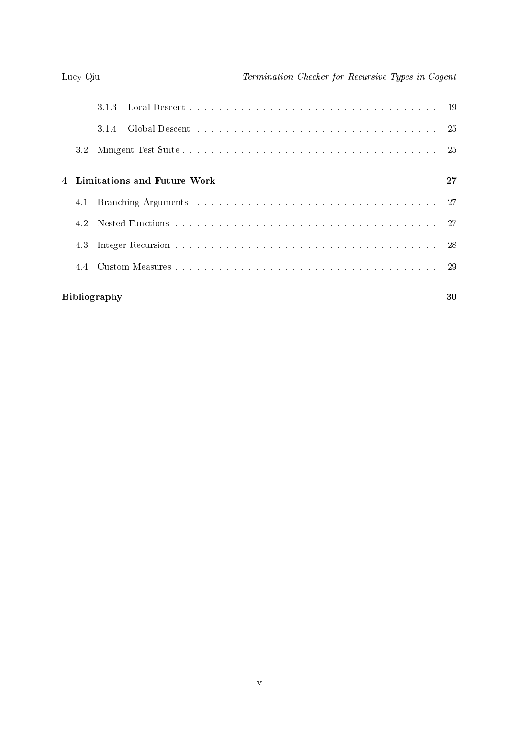3.1.3 Local Descent . . . . . . . . . . . . . . . . . . . . . . . . . . . . . . . . . 19

3.1.4 Global Descent . . . . . . . . . . . . . . . . . . . . . . . . . . . . . . . . 25

3.2 Minigent Test Suite . . . . . . . . . . . . . . . . . . . . . . . . . . . . . . . . . . 25

**4 Limitations and Future Work** **27**

4.1 Branching Arguments . . . . . . . . . . . . . . . . . . . . . . . . . . . . . . . . 27

4.2 Nested Functions . . . . . . . . . . . . . . . . . . . . . . . . . . . . . . . . . . . 27

4.3 Integer Recursion . . . . . . . . . . . . . . . . . . . . . . . . . . . . . . . . . . . 28

4.4 Custom Measures . . . . . . . . . . . . . . . . . . . . . . . . . . . . . . . . . . . 29

**Bibliography** **30**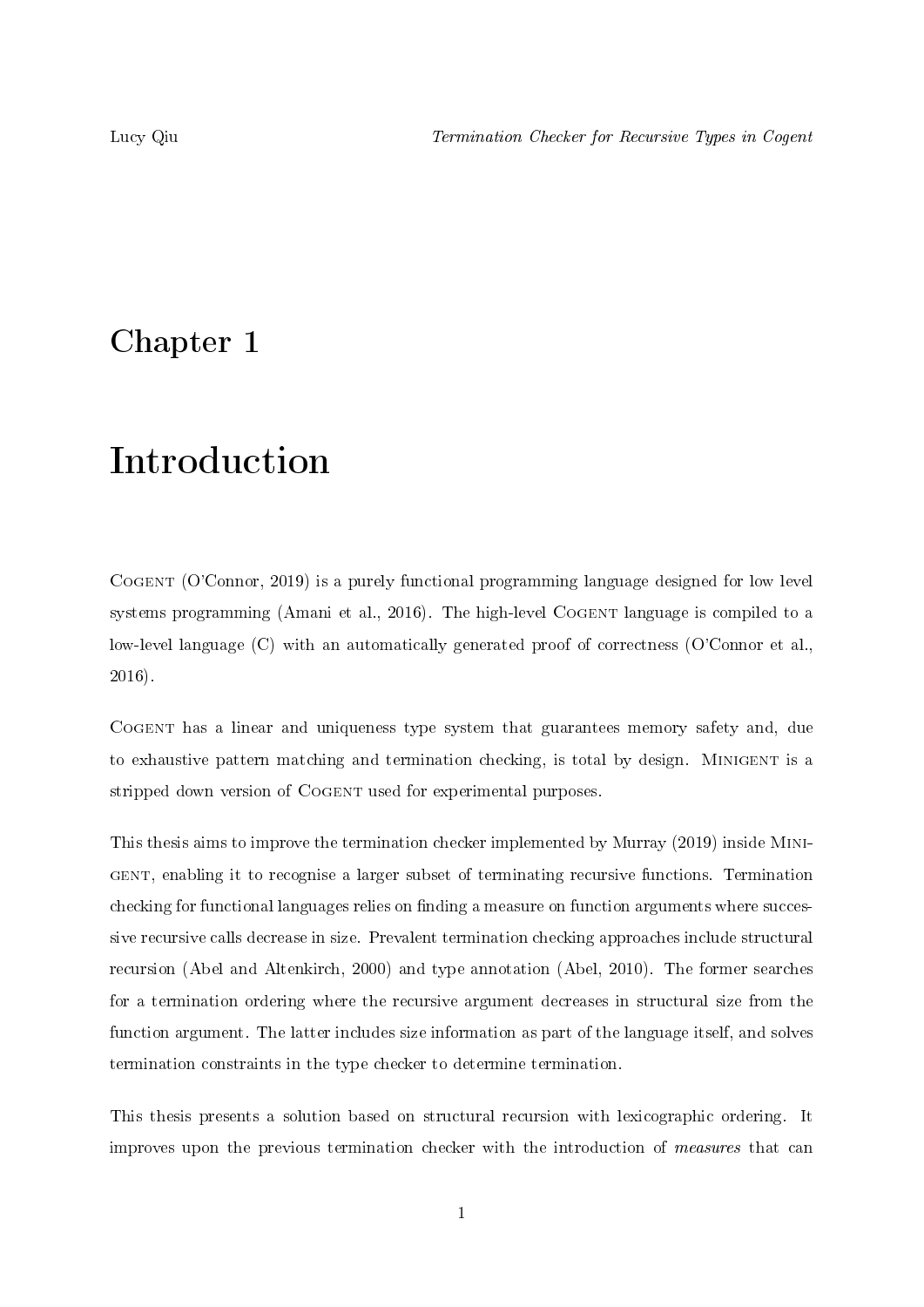# Chapter 1

# Introduction

Cogent (O'Connor, 2019) is a purely functional programming language designed for low level systems programming (Amani et al., 2016). The high-level Cogent language is compiled to a low-level language (C) with an automatically generated proof of correctness (O'Connor et al., 2016).

Cogent has a linear and uniqueness type system that guarantees memory safety and, due to exhaustive pattern matching and termination checking, is total by design. Minigent is a stripped down version of Cogent used for experimental purposes.

This thesis aims to improve the termination checker implemented by Murray (2019) inside Minigent, enabling it to recognise a larger subset of terminating recursive functions. Termination checking for functional languages relies on finding a measure on function arguments where successive recursive calls decrease in size. Prevalent termination checking approaches include structural recursion (Abel and Altenkirch, 2000) and type annotation (Abel, 2010). The former searches for a termination ordering where the recursive argument decreases in structural size from the function argument. The latter includes size information as part of the language itself, and solves termination constraints in the type checker to determine termination.

This thesis presents a solution based on structural recursion with lexicographic ordering. It improves upon the previous termination checker with the introduction of *measures* that can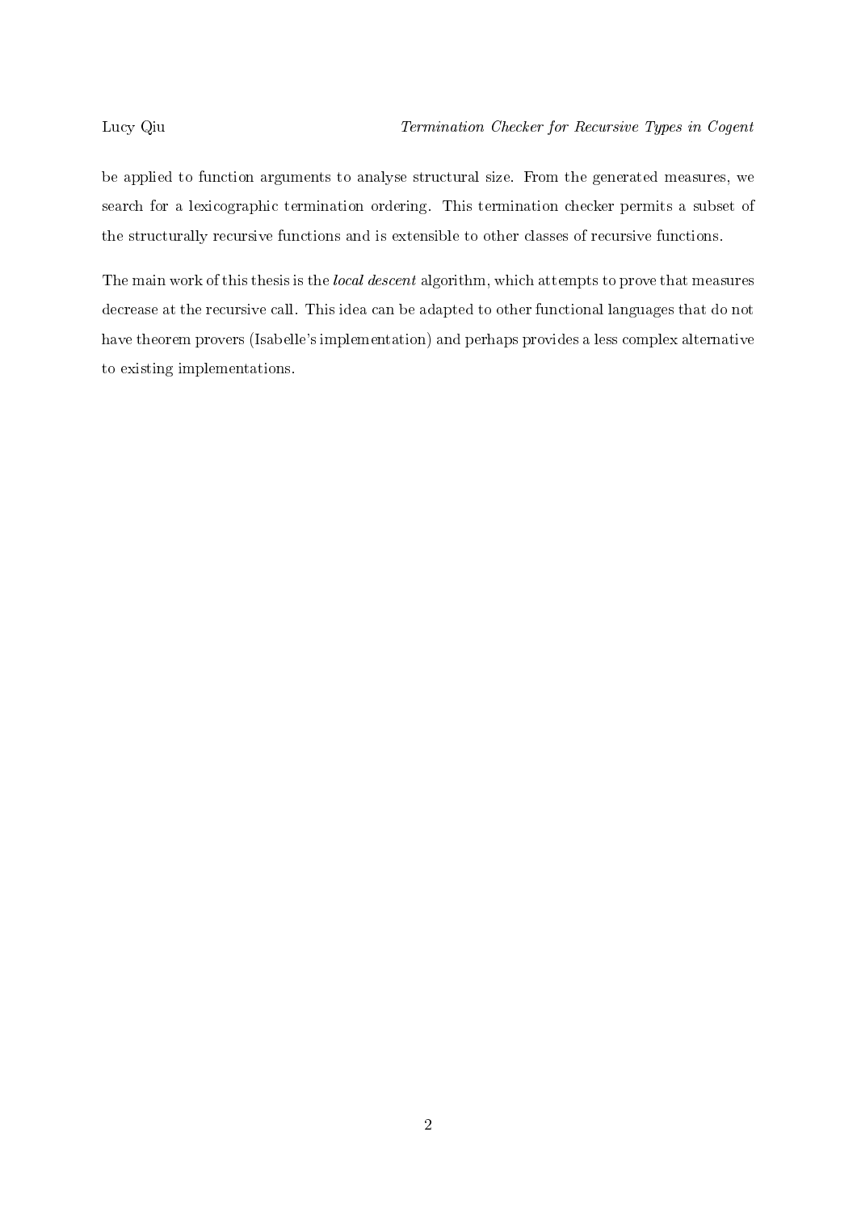be applied to function arguments to analyse structural size. From the generated measures, we search for a lexicographic termination ordering. This termination checker permits a subset of the structurally recursive functions and is extensible to other classes of recursive functions.

The main work of this thesis is the *local descent* algorithm, which attempts to prove that measures decrease at the recursive call. This idea can be adapted to other functional languages that do not have theorem provers (Isabelle's implementation) and perhaps provides a less complex alternative to existing implementations.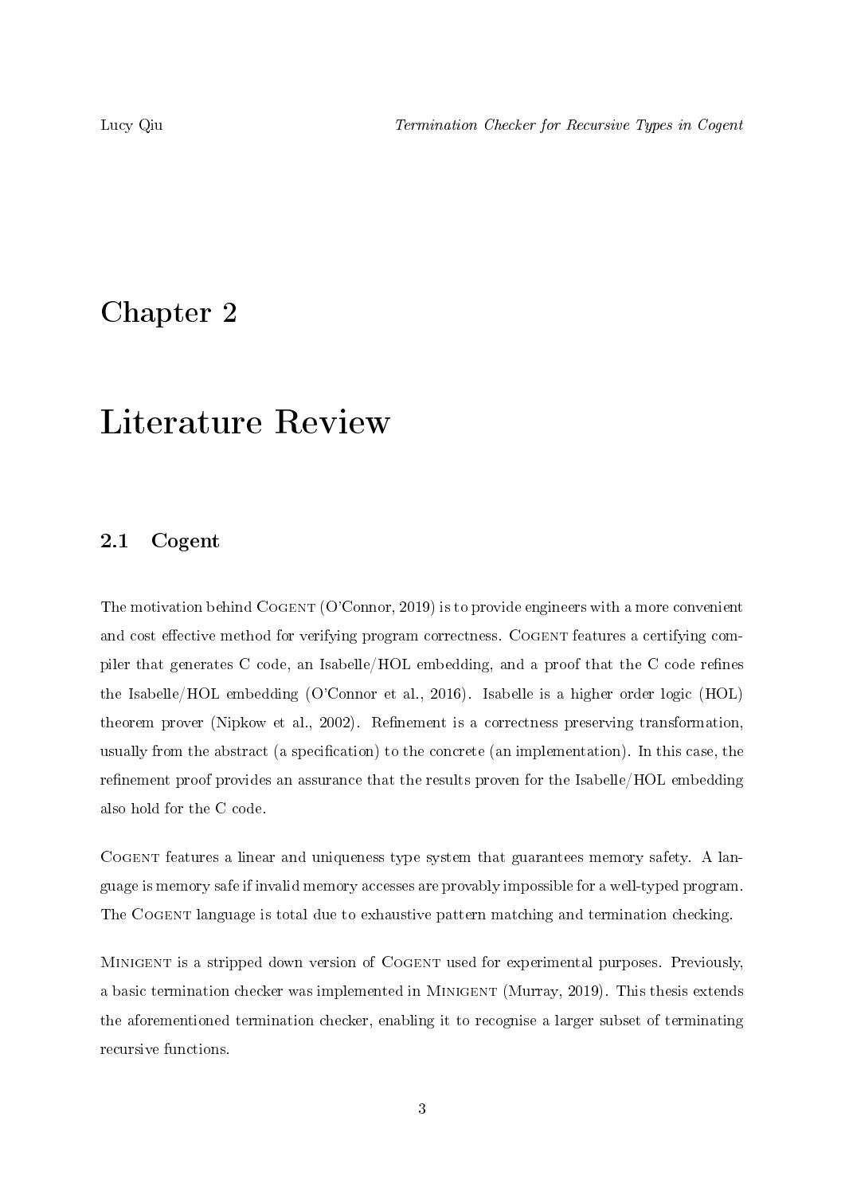# Chapter 2

# Literature Review

## 2.1 Cogent

The motivation behind Cogent (O'Connor, 2019) is to provide engineers with a more convenient and cost effective method for verifying program correctness. Cogent features a certifying compiler that generates C code, an Isabelle/HOL embedding, and a proof that the C code refines the Isabelle/HOL embedding (O'Connor et al., 2016). Isabelle is a higher order logic (HOL) theorem prover (Nipkow et al., 2002). Refinement is a correctness preserving transformation, usually from the abstract (a specification) to the concrete (an implementation). In this case, the refinement proof provides an assurance that the results proven for the Isabelle/HOL embedding also hold for the C code.

Cogent features a linear and uniqueness type system that guarantees memory safety. A language is memory safe if invalid memory accesses are provably impossible for a well-typed program. The Cogent language is total due to exhaustive pattern matching and termination checking.

Minigent is a stripped down version of Cogent used for experimental purposes. Previously, a basic termination checker was implemented in Minigent (Murray, 2019). This thesis extends the aforementioned termination checker, enabling it to recognise a larger subset of terminating recursive functions.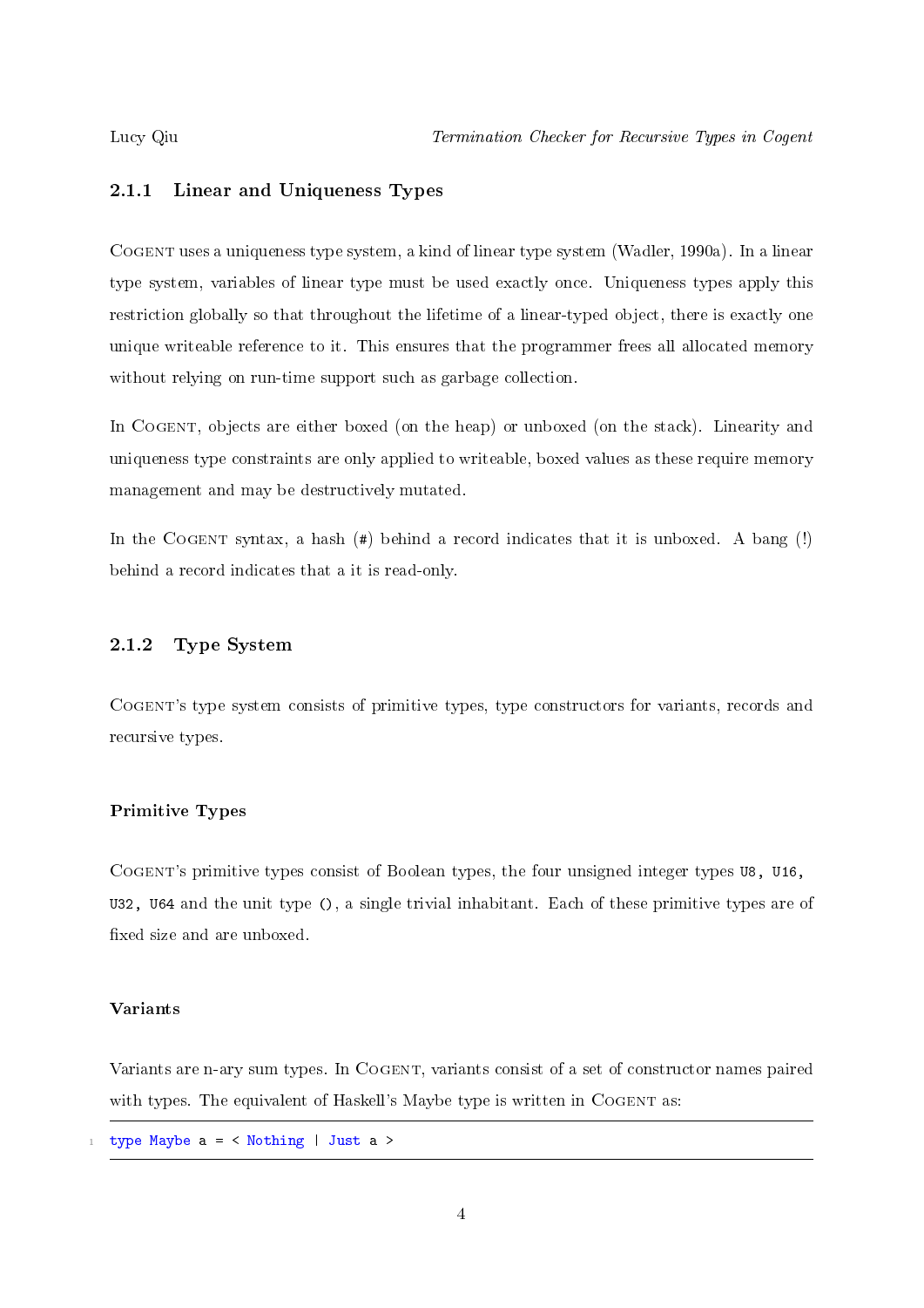### 2.1.1 Linear and Uniqueness Types

COGENT uses a uniqueness type system, a kind of linear type system (Wadler, 1990a). In a linear type system, variables of linear type must be used exactly once. Uniqueness types apply this restriction globally so that throughout the lifetime of a linear-typed object, there is exactly one unique writeable reference to it. This ensures that the programmer frees all allocated memory without relying on run-time support such as garbage collection.

In COGENT, objects are either boxed (on the heap) or unboxed (on the stack). Linearity and uniqueness type constraints are only applied to writeable, boxed values as these require memory management and may be destructively mutated.

In the COGENT syntax, a hash (#) behind a record indicates that it is unboxed. A bang (!) behind a record indicates that a it is read-only.

### 2.1.2 Type System

COGENT's type system consists of primitive types, type constructors for variants, records and recursive types.

#### Primitive Types

COGENT's primitive types consist of Boolean types, the four unsigned integer types `U8, U16, U32, U64` and the unit type `()`, a single trivial inhabitant. Each of these primitive types are of fixed size and are unboxed.

#### Variants

Variants are n-ary sum types. In COGENT, variants consist of a set of constructor names paired with types. The equivalent of Haskell's Maybe type is written in COGENT as:

```
type Maybe a = < Nothing | Just a >
```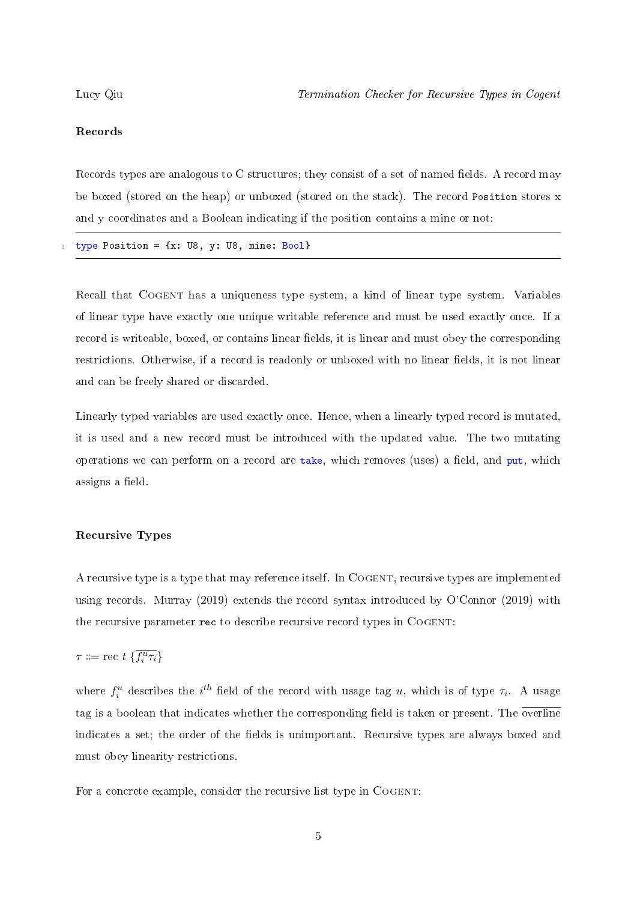**Records**

Records types are analogous to C structures; they consist of a set of named fields. A record may be boxed (stored on the heap) or unboxed (stored on the stack). The record `Position` stores x and y coordinates and a Boolean indicating if the position contains a mine or not:

```
type Position = {x: U8, y: U8, mine: Bool}
```

Recall that Cogent has a uniqueness type system, a kind of linear type system. Variables of linear type have exactly one unique writable reference and must be used exactly once. If a record is writeable, boxed, or contains linear fields, it is linear and must obey the corresponding restrictions. Otherwise, if a record is readonly or unboxed with no linear fields, it is not linear and can be freely shared or discarded.

Linearly typed variables are used exactly once. Hence, when a linearly typed record is mutated, it is used and a new record must be introduced with the updated value. The two mutating operations we can perform on a record are `take`, which removes (uses) a field, and `put`, which assigns a field.

**Recursive Types**

A recursive type is a type that may reference itself. In Cogent, recursive types are implemented using records. Murray (2019) extends the record syntax introduced by O'Connor (2019) with the recursive parameter `rec` to describe recursive record types in Cogent:

$\tau ::= \text{rec } t \ \{\overline{f_i^u \tau_i}\}$

where $f_i^u$ describes the $i^{th}$ field of the record with usage tag $u$, which is of type $\tau_i$. A usage tag is a boolean that indicates whether the corresponding field is taken or present. The $\overline{\text{overline}}$ indicates a set; the order of the fields is unimportant. Recursive types are always boxed and must obey linearity restrictions.

For a concrete example, consider the recursive list type in Cogent: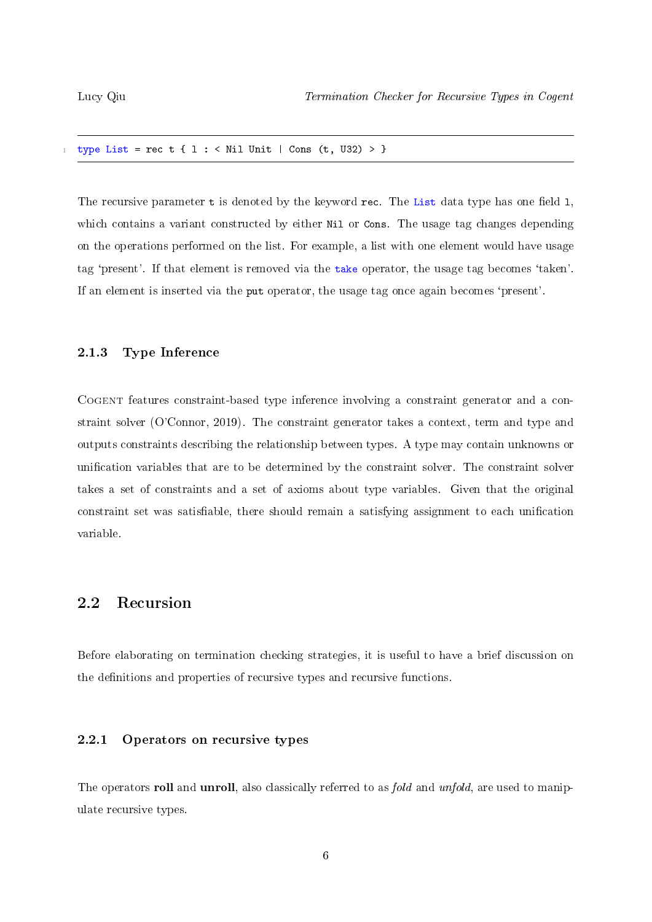```
type List = rec t { l : < Nil Unit | Cons (t, U32) > }
```

The recursive parameter `t` is denoted by the keyword `rec`. The `List` data type has one field `l`, which contains a variant constructed by either `Nil` or `Cons`. The usage tag changes depending on the operations performed on the list. For example, a list with one element would have usage tag 'present'. If that element is removed via the `take` operator, the usage tag becomes 'taken'. If an element is inserted via the `put` operator, the usage tag once again becomes 'present'.

### 2.1.3 Type Inference

Cogent features constraint-based type inference involving a constraint generator and a constraint solver (O'Connor, 2019). The constraint generator takes a context, term and type and outputs constraints describing the relationship between types. A type may contain unknowns or unification variables that are to be determined by the constraint solver. The constraint solver takes a set of constraints and a set of axioms about type variables. Given that the original constraint set was satisfiable, there should remain a satisfying assignment to each unification variable.

## 2.2 Recursion

Before elaborating on termination checking strategies, it is useful to have a brief discussion on the definitions and properties of recursive types and recursive functions.

### 2.2.1 Operators on recursive types

The operators **roll** and **unroll**, also classically referred to as *fold* and *unfold*, are used to manipulate recursive types.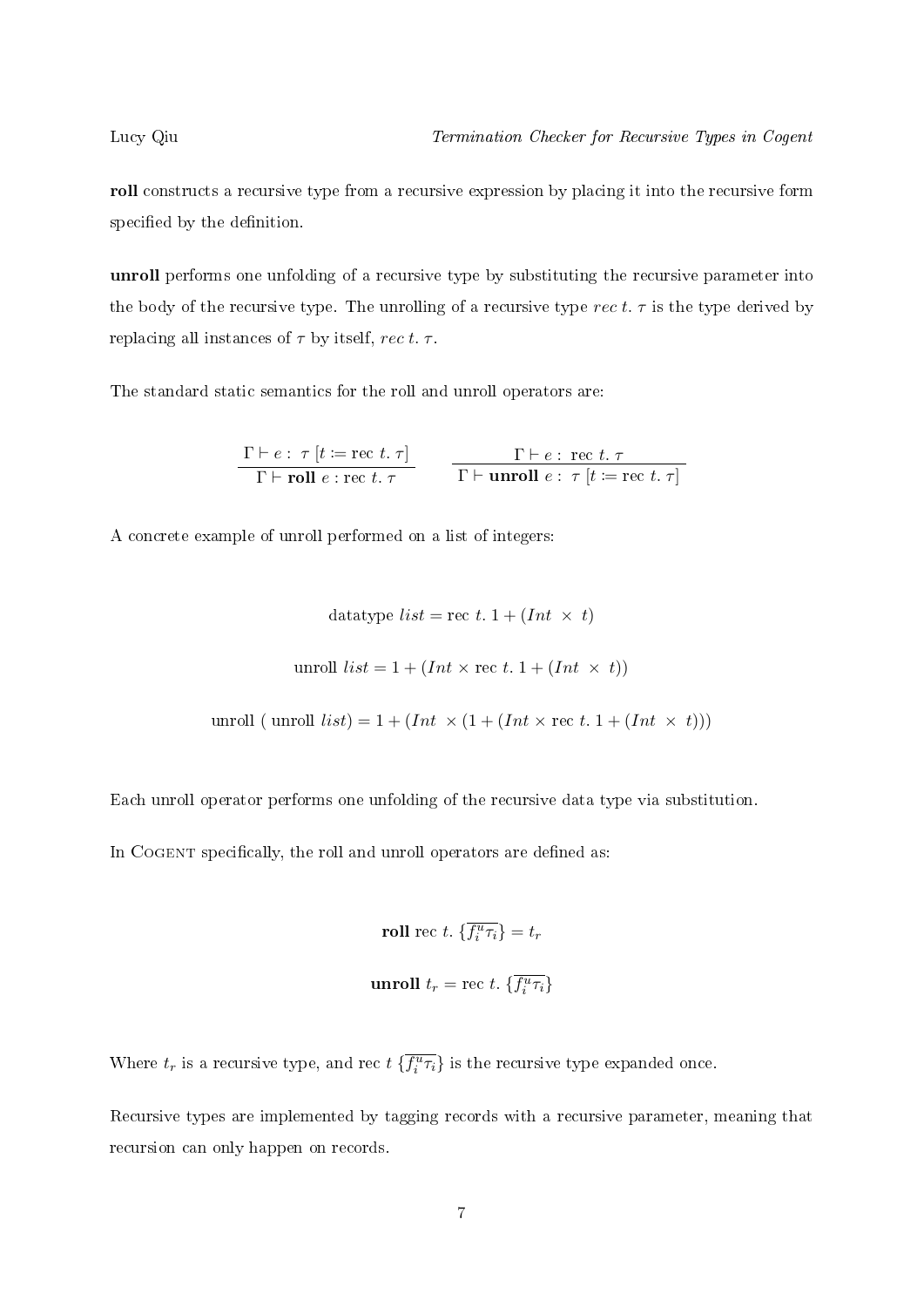**roll** constructs a recursive type from a recursive expression by placing it into the recursive form specified by the definition.

**unroll** performs one unfolding of a recursive type by substituting the recursive parameter into the body of the recursive type. The unrolling of a recursive type $rec\ t.\ \tau$ is the type derived by replacing all instances of $\tau$ by itself, $rec\ t.\ \tau$.

The standard static semantics for the roll and unroll operators are:

$$\frac{\Gamma \vdash e :\ \tau\ [t \coloneqq \text{rec}\ t.\ \tau]}{\Gamma \vdash \textbf{roll}\ e : \text{rec}\ t.\ \tau} \qquad \frac{\Gamma \vdash e :\ \text{rec}\ t.\ \tau}{\Gamma \vdash \textbf{unroll}\ e :\ \tau\ [t \coloneqq \text{rec}\ t.\ \tau]}$$

A concrete example of unroll performed on a list of integers:

$$\text{datatype}\ list = \text{rec}\ t.\ 1 + (Int\ \times\ t)$$

$$\text{unroll}\ list = 1 + (Int \times \text{rec}\ t.\ 1 + (Int\ \times\ t))$$

$$\text{unroll}\ (\ \text{unroll}\ list) = 1 + (Int\ \times (1 + (Int \times \text{rec}\ t.\ 1 + (Int\ \times\ t)))$$

Each unroll operator performs one unfolding of the recursive data type via substitution.

In Cogent specifically, the roll and unroll operators are defined as:

$$\textbf{roll}\ \text{rec}\ t.\ \{\overline{f_i^u \tau_i}\} = t_r$$

$$\textbf{unroll}\ t_r = \text{rec}\ t.\ \{\overline{f_i^u \tau_i}\}$$

Where $t_r$ is a recursive type, and rec $t$ $\{\overline{f_i^u \tau_i}\}$ is the recursive type expanded once.

Recursive types are implemented by tagging records with a recursive parameter, meaning that recursion can only happen on records.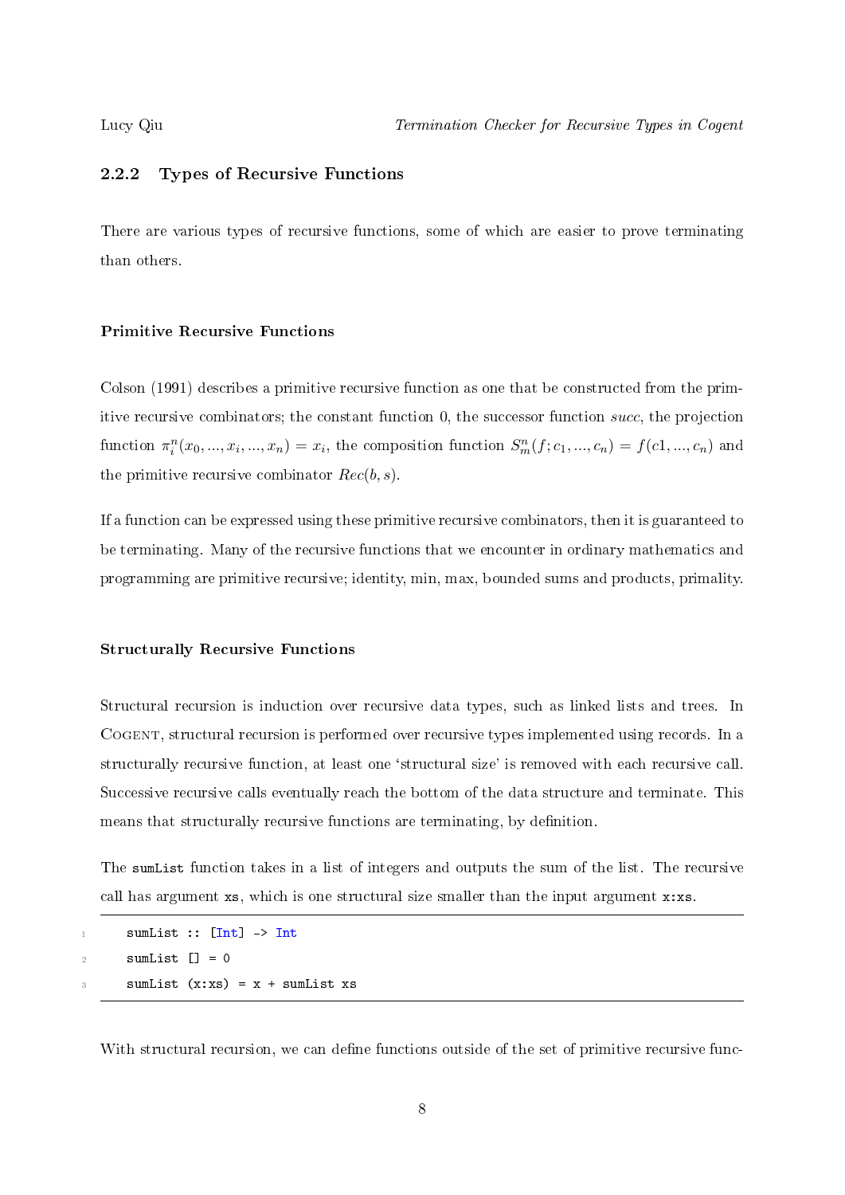### 2.2.2 Types of Recursive Functions

There are various types of recursive functions, some of which are easier to prove terminating than others.

#### Primitive Recursive Functions

Colson (1991) describes a primitive recursive function as one that be constructed from the primitive recursive combinators; the constant function 0, the successor function *succ*, the projection function $\pi_i^n(x_0, ..., x_i, ..., x_n) = x_i$, the composition function $S_m^n(f; c_1, ..., c_n) = f(c1, ..., c_n)$ and the primitive recursive combinator $Rec(b, s)$.

If a function can be expressed using these primitive recursive combinators, then it is guaranteed to be terminating. Many of the recursive functions that we encounter in ordinary mathematics and programming are primitive recursive; identity, min, max, bounded sums and products, primality.

#### Structurally Recursive Functions

Structural recursion is induction over recursive data types, such as linked lists and trees. In Cogent, structural recursion is performed over recursive types implemented using records. In a structurally recursive function, at least one 'structural size' is removed with each recursive call. Successive recursive calls eventually reach the bottom of the data structure and terminate. This means that structurally recursive functions are terminating, by definition.

The `sumList` function takes in a list of integers and outputs the sum of the list. The recursive call has argument `xs`, which is one structural size smaller than the input argument `x:xs`.

```
sumList :: [Int] -> Int
sumList [] = 0
sumList (x:xs) = x + sumList xs
```

With structural recursion, we can define functions outside of the set of primitive recursive func-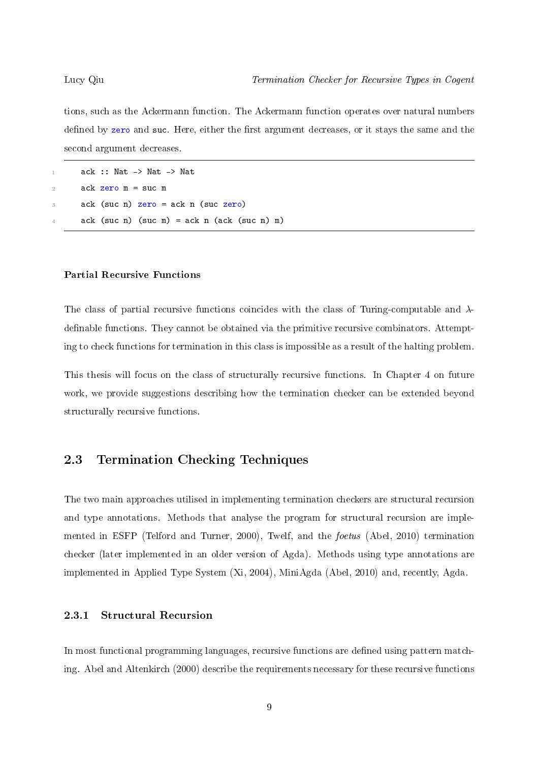tions, such as the Ackermann function. The Ackermann function operates over natural numbers defined by `zero` and `suc`. Here, either the first argument decreases, or it stays the same and the second argument decreases.

```
ack :: Nat -> Nat -> Nat
ack zero m = suc m
ack (suc n) zero = ack n (suc zero)
ack (suc n) (suc m) = ack n (ack (suc n) m)
```

#### Partial Recursive Functions

The class of partial recursive functions coincides with the class of Turing-computable and $\lambda$-definable functions. They cannot be obtained via the primitive recursive combinators. Attempting to check functions for termination in this class is impossible as a result of the halting problem.

This thesis will focus on the class of structurally recursive functions. In Chapter 4 on future work, we provide suggestions describing how the termination checker can be extended beyond structurally recursive functions.

## 2.3 Termination Checking Techniques

The two main approaches utilised in implementing termination checkers are structural recursion and type annotations. Methods that analyse the program for structural recursion are implemented in ESFP (Telford and Turner, 2000), Twelf, and the *foetus* (Abel, 2010) termination checker (later implemented in an older version of Agda). Methods using type annotations are implemented in Applied Type System (Xi, 2004), MiniAgda (Abel, 2010) and, recently, Agda.

### 2.3.1 Structural Recursion

In most functional programming languages, recursive functions are defined using pattern matching. Abel and Altenkirch (2000) describe the requirements necessary for these recursive functions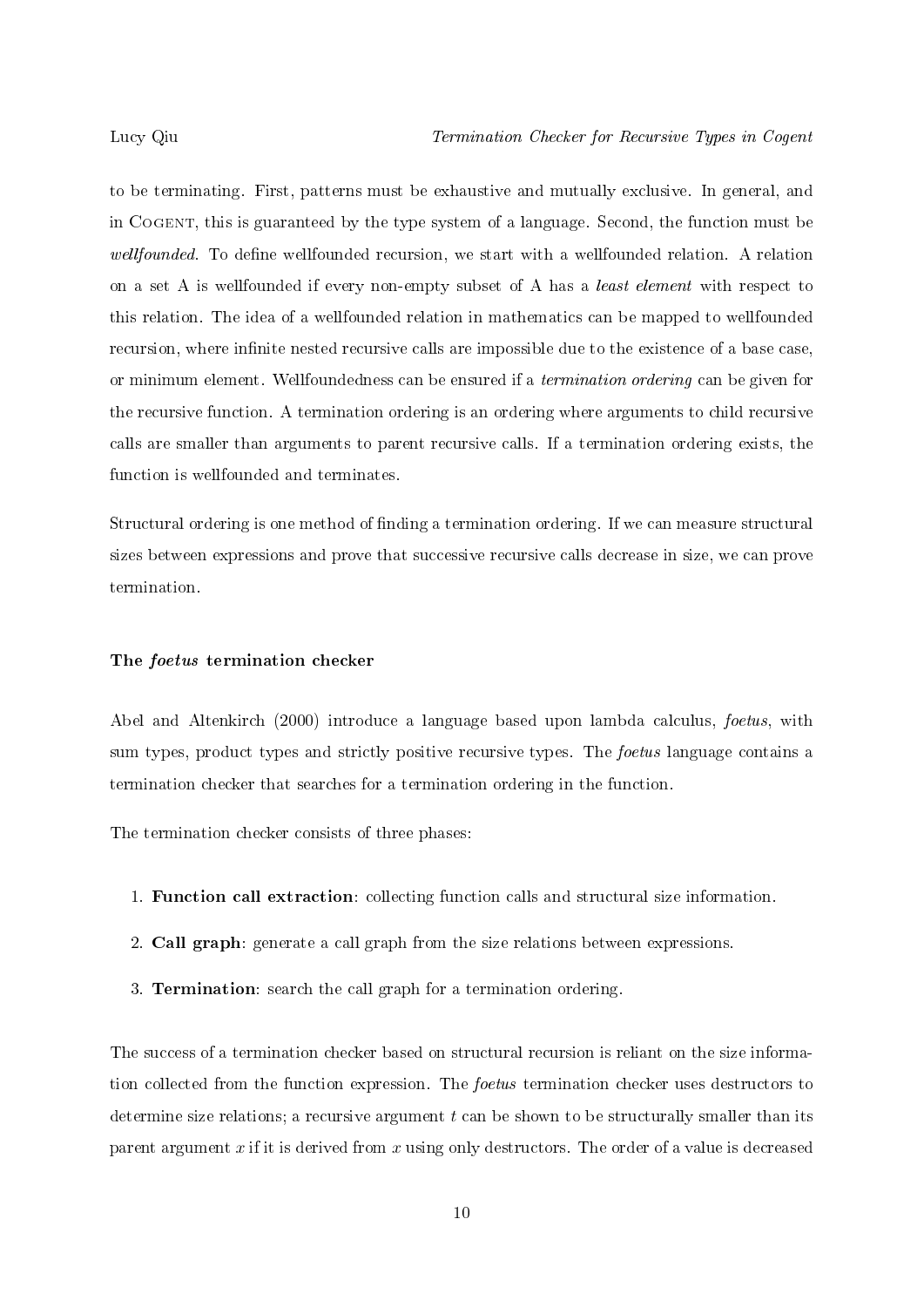to be terminating. First, patterns must be exhaustive and mutually exclusive. In general, and in COGENT, this is guaranteed by the type system of a language. Second, the function must be *wellfounded*. To define wellfounded recursion, we start with a wellfounded relation. A relation on a set A is wellfounded if every non-empty subset of A has a *least element* with respect to this relation. The idea of a wellfounded relation in mathematics can be mapped to wellfounded recursion, where infinite nested recursive calls are impossible due to the existence of a base case, or minimum element. Wellfoundedness can be ensured if a *termination ordering* can be given for the recursive function. A termination ordering is an ordering where arguments to child recursive calls are smaller than arguments to parent recursive calls. If a termination ordering exists, the function is wellfounded and terminates.

Structural ordering is one method of finding a termination ordering. If we can measure structural sizes between expressions and prove that successive recursive calls decrease in size, we can prove termination.

#### The *foetus* termination checker

Abel and Altenkirch (2000) introduce a language based upon lambda calculus, *foetus*, with sum types, product types and strictly positive recursive types. The *foetus* language contains a termination checker that searches for a termination ordering in the function.

The termination checker consists of three phases:

1. **Function call extraction**: collecting function calls and structural size information.
2. **Call graph**: generate a call graph from the size relations between expressions.
3. **Termination**: search the call graph for a termination ordering.

The success of a termination checker based on structural recursion is reliant on the size information collected from the function expression. The *foetus* termination checker uses destructors to determine size relations; a recursive argument $t$ can be shown to be structurally smaller than its parent argument $x$ if it is derived from $x$ using only destructors. The order of a value is decreased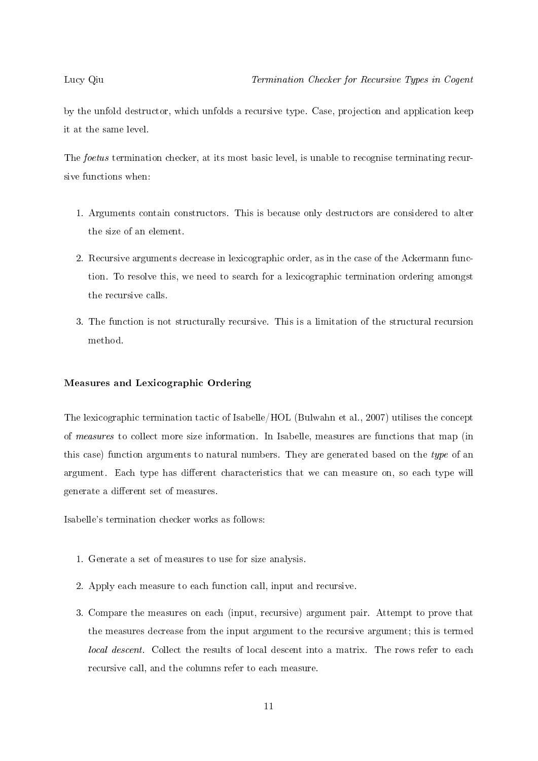by the unfold destructor, which unfolds a recursive type. Case, projection and application keep it at the same level.

The *foetus* termination checker, at its most basic level, is unable to recognise terminating recursive functions when:

1. Arguments contain constructors. This is because only destructors are considered to alter the size of an element.
2. Recursive arguments decrease in lexicographic order, as in the case of the Ackermann function. To resolve this, we need to search for a lexicographic termination ordering amongst the recursive calls.
3. The function is not structurally recursive. This is a limitation of the structural recursion method.

#### Measures and Lexicographic Ordering

The lexicographic termination tactic of Isabelle/HOL (Bulwahn et al., 2007) utilises the concept of *measures* to collect more size information. In Isabelle, measures are functions that map (in this case) function arguments to natural numbers. They are generated based on the *type* of an argument. Each type has different characteristics that we can measure on, so each type will generate a different set of measures.

Isabelle's termination checker works as follows:

1. Generate a set of measures to use for size analysis.
2. Apply each measure to each function call, input and recursive.
3. Compare the measures on each (input, recursive) argument pair. Attempt to prove that the measures decrease from the input argument to the recursive argument; this is termed *local descent*. Collect the results of local descent into a matrix. The rows refer to each recursive call, and the columns refer to each measure.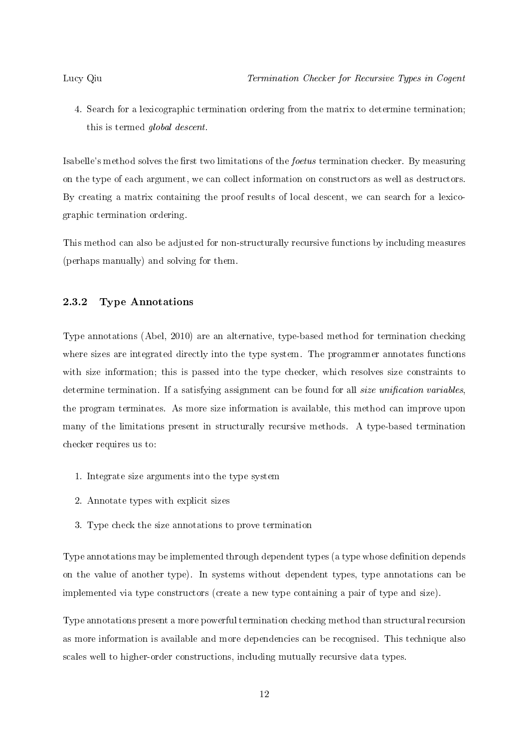4. Search for a lexicographic termination ordering from the matrix to determine termination; this is termed *global descent*.

Isabelle's method solves the first two limitations of the *foetus* termination checker. By measuring on the type of each argument, we can collect information on constructors as well as destructors. By creating a matrix containing the proof results of local descent, we can search for a lexicographic termination ordering.

This method can also be adjusted for non-structurally recursive functions by including measures (perhaps manually) and solving for them.

### 2.3.2 Type Annotations

Type annotations (Abel, 2010) are an alternative, type-based method for termination checking where sizes are integrated directly into the type system. The programmer annotates functions with size information; this is passed into the type checker, which resolves size constraints to determine termination. If a satisfying assignment can be found for all *size unification variables*, the program terminates. As more size information is available, this method can improve upon many of the limitations present in structurally recursive methods. A type-based termination checker requires us to:

1. Integrate size arguments into the type system
2. Annotate types with explicit sizes
3. Type check the size annotations to prove termination

Type annotations may be implemented through dependent types (a type whose definition depends on the value of another type). In systems without dependent types, type annotations can be implemented via type constructors (create a new type containing a pair of type and size).

Type annotations present a more powerful termination checking method than structural recursion as more information is available and more dependencies can be recognised. This technique also scales well to higher-order constructions, including mutually recursive data types.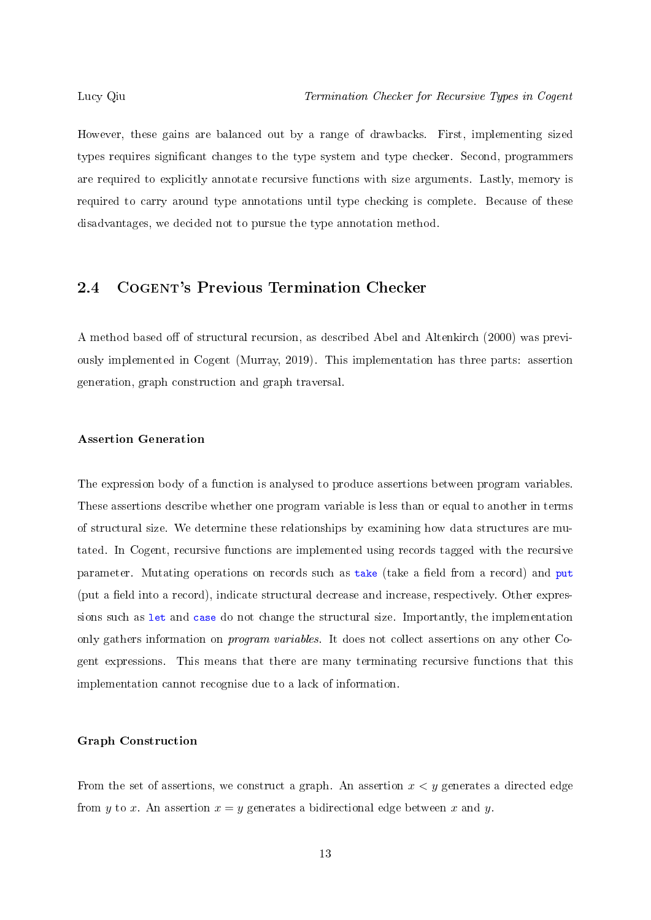However, these gains are balanced out by a range of drawbacks. First, implementing sized types requires significant changes to the type system and type checker. Second, programmers are required to explicitly annotate recursive functions with size arguments. Lastly, memory is required to carry around type annotations until type checking is complete. Because of these disadvantages, we decided not to pursue the type annotation method.

## 2.4 Cogent's Previous Termination Checker

A method based off of structural recursion, as described Abel and Altenkirch (2000) was previously implemented in Cogent (Murray, 2019). This implementation has three parts: assertion generation, graph construction and graph traversal.

#### Assertion Generation

The expression body of a function is analysed to produce assertions between program variables. These assertions describe whether one program variable is less than or equal to another in terms of structural size. We determine these relationships by examining how data structures are mutated. In Cogent, recursive functions are implemented using records tagged with the recursive parameter. Mutating operations on records such as `take` (take a field from a record) and `put` (put a field into a record), indicate structural decrease and increase, respectively. Other expressions such as `let` and `case` do not change the structural size. Importantly, the implementation only gathers information on *program variables*. It does not collect assertions on any other Cogent expressions. This means that there are many terminating recursive functions that this implementation cannot recognise due to a lack of information.

#### Graph Construction

From the set of assertions, we construct a graph. An assertion $x < y$ generates a directed edge from $y$ to $x$. An assertion $x = y$ generates a bidirectional edge between $x$ and $y$.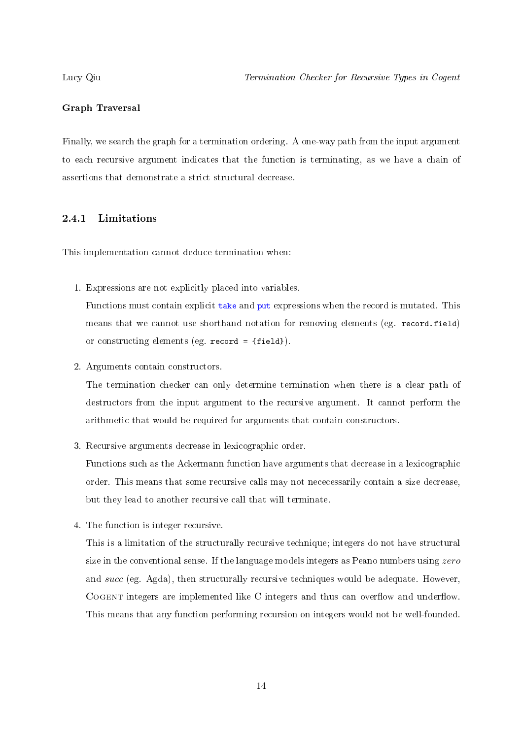**Graph Traversal**

Finally, we search the graph for a termination ordering. A one-way path from the input argument to each recursive argument indicates that the function is terminating, as we have a chain of assertions that demonstrate a strict structural decrease.

### 2.4.1 Limitations

This implementation cannot deduce termination when:

1. Expressions are not explicitly placed into variables.
   Functions must contain explicit `take` and `put` expressions when the record is mutated. This means that we cannot use shorthand notation for removing elements (eg. `record.field`) or constructing elements (eg. `record = {field}`).

2. Arguments contain constructors.
   The termination checker can only determine termination when there is a clear path of destructors from the input argument to the recursive argument. It cannot perform the arithmetic that would be required for arguments that contain constructors.

3. Recursive arguments decrease in lexicographic order.
   Functions such as the Ackermann function have arguments that decrease in a lexicographic order. This means that some recursive calls may not nececessarily contain a size decrease, but they lead to another recursive call that will terminate.

4. The function is integer recursive.
   This is a limitation of the structurally recursive technique; integers do not have structural size in the conventional sense. If the language models integers as Peano numbers using *zero* and *succ* (eg. Agda), then structurally recursive techniques would be adequate. However, Cogent integers are implemented like C integers and thus can overflow and underflow. This means that any function performing recursion on integers would not be well-founded.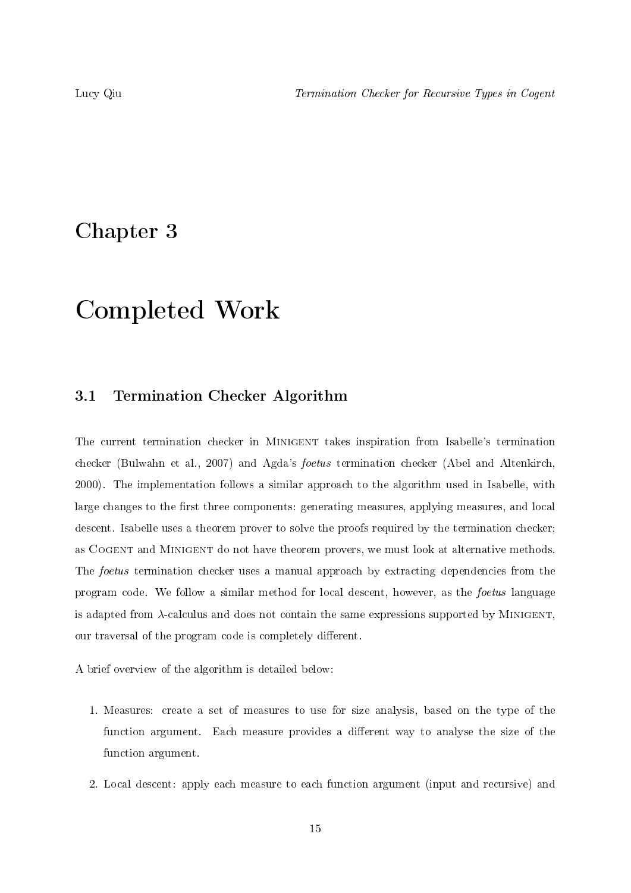# Chapter 3

# Completed Work

## 3.1 Termination Checker Algorithm

The current termination checker in MINIGENT takes inspiration from Isabelle's termination checker (Bulwahn et al., 2007) and Agda's *foetus* termination checker (Abel and Altenkirch, 2000). The implementation follows a similar approach to the algorithm used in Isabelle, with large changes to the first three components: generating measures, applying measures, and local descent. Isabelle uses a theorem prover to solve the proofs required by the termination checker; as COGENT and MINIGENT do not have theorem provers, we must look at alternative methods. The *foetus* termination checker uses a manual approach by extracting dependencies from the program code. We follow a similar method for local descent, however, as the *foetus* language is adapted from $\lambda$-calculus and does not contain the same expressions supported by MINIGENT, our traversal of the program code is completely different.

A brief overview of the algorithm is detailed below:

1. Measures: create a set of measures to use for size analysis, based on the type of the function argument. Each measure provides a different way to analyse the size of the function argument.
2. Local descent: apply each measure to each function argument (input and recursive) and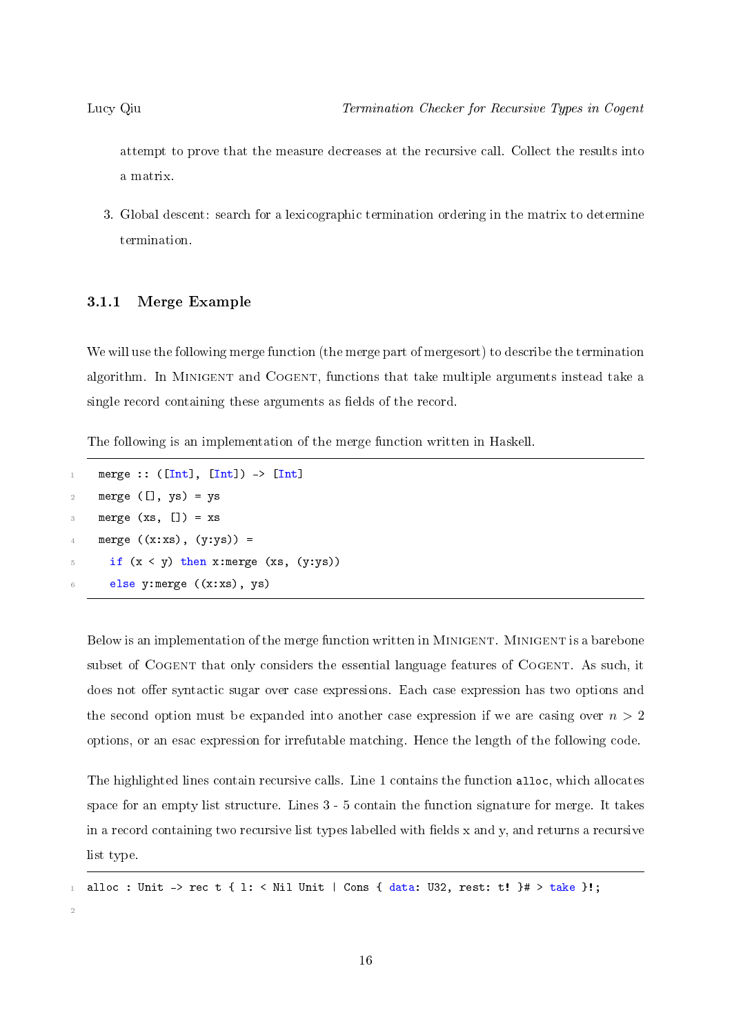attempt to prove that the measure decreases at the recursive call. Collect the results into a matrix.

3. Global descent: search for a lexicographic termination ordering in the matrix to determine termination.

### 3.1.1 Merge Example

We will use the following merge function (the merge part of mergesort) to describe the termination algorithm. In Minigent and Cogent, functions that take multiple arguments instead take a single record containing these arguments as fields of the record.

The following is an implementation of the merge function written in Haskell.

```haskell
merge :: ([Int], [Int]) -> [Int]
merge ([], ys) = ys
merge (xs, []) = xs
merge ((x:xs), (y:ys)) =
  if (x < y) then x:merge (xs, (y:ys))
  else y:merge ((x:xs), ys)
```

Below is an implementation of the merge function written in Minigent. Minigent is a barebone subset of Cogent that only considers the essential language features of Cogent. As such, it does not offer syntactic sugar over case expressions. Each case expression has two options and the second option must be expanded into another case expression if we are casing over $n > 2$ options, or an esac expression for irrefutable matching. Hence the length of the following code.

The highlighted lines contain recursive calls. Line 1 contains the function `alloc`, which allocates space for an empty list structure. Lines 3 - 5 contain the function signature for merge. It takes in a record containing two recursive list types labelled with fields x and y, and returns a recursive list type.

```
alloc : Unit -> rec t { l: < Nil Unit | Cons { data: U32, rest: t! }# > take }!;

```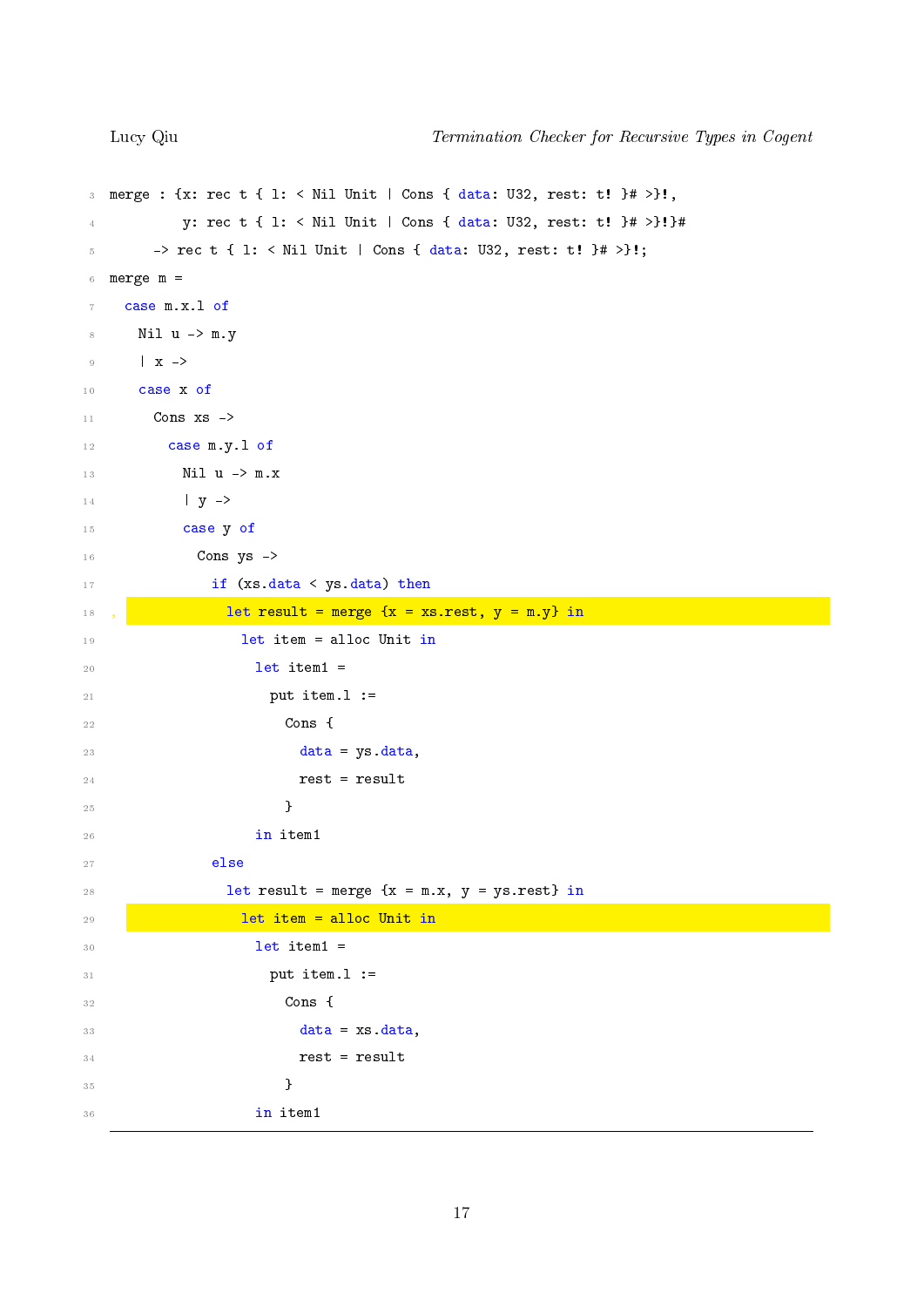```
merge : {x: rec t { l: < Nil Unit | Cons { data: U32, rest: t! }# >}!,
        y: rec t { l: < Nil Unit | Cons { data: U32, rest: t! }# >}!}#
    -> rec t { l: < Nil Unit | Cons { data: U32, rest: t! }# >}!;
merge m =
  case m.x.l of
    Nil u -> m.y
    | x ->
    case x of
      Cons xs ->
        case m.y.l of
          Nil u -> m.x
          | y ->
          case y of
            Cons ys ->
              if (xs.data < ys.data) then
                let result = merge {x = xs.rest, y = m.y} in
                  let item = alloc Unit in
                    let item1 =
                      put item.l :=
                        Cons {
                          data = ys.data,
                          rest = result
                        }
                    in item1
              else
                let result = merge {x = m.x, y = ys.rest} in
                  let item = alloc Unit in
                    let item1 =
                      put item.l :=
                        Cons {
                          data = xs.data,
                          rest = result
                        }
                    in item1
```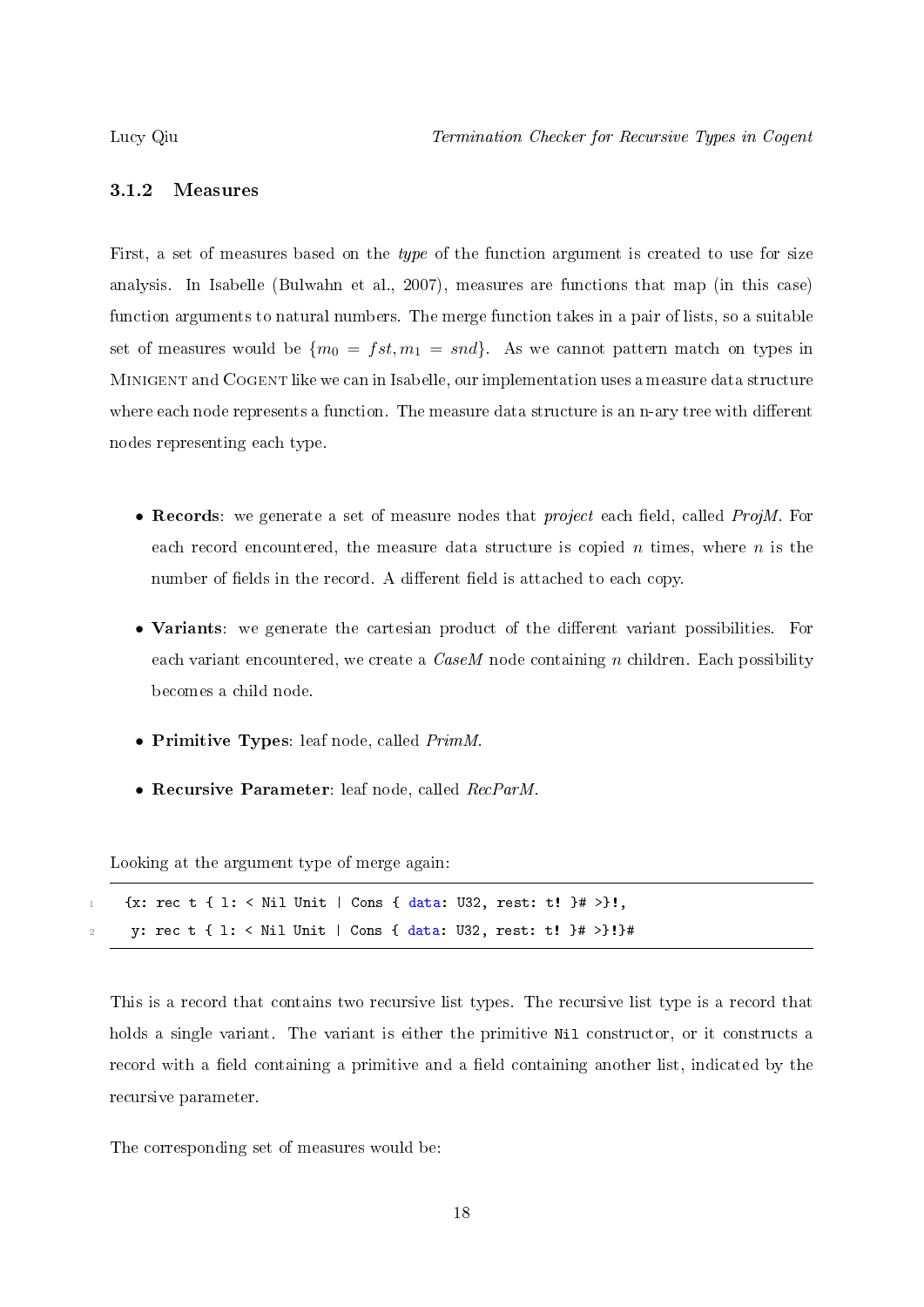### 3.1.2 Measures

First, a set of measures based on the *type* of the function argument is created to use for size analysis. In Isabelle (Bulwahn et al., 2007), measures are functions that map (in this case) function arguments to natural numbers. The merge function takes in a pair of lists, so a suitable set of measures would be $\{m_0 = fst, m_1 = snd\}$. As we cannot pattern match on types in MINIGENT and COGENT like we can in Isabelle, our implementation uses a measure data structure where each node represents a function. The measure data structure is an n-ary tree with different nodes representing each type.

- **Records**: we generate a set of measure nodes that *project* each field, called *ProjM*. For each record encountered, the measure data structure is copied $n$ times, where $n$ is the number of fields in the record. A different field is attached to each copy.
- **Variants**: we generate the cartesian product of the different variant possibilities. For each variant encountered, we create a *CaseM* node containing $n$ children. Each possibility becomes a child node.
- **Primitive Types**: leaf node, called *PrimM*.
- **Recursive Parameter**: leaf node, called *RecParM*.

Looking at the argument type of merge again:

```
{x: rec t { l: < Nil Unit | Cons { data: U32, rest: t! }# >}!,
 y: rec t { l: < Nil Unit | Cons { data: U32, rest: t! }# >}!}#
```

This is a record that contains two recursive list types. The recursive list type is a record that holds a single variant. The variant is either the primitive `Nil` constructor, or it constructs a record with a field containing a primitive and a field containing another list, indicated by the recursive parameter.

The corresponding set of measures would be: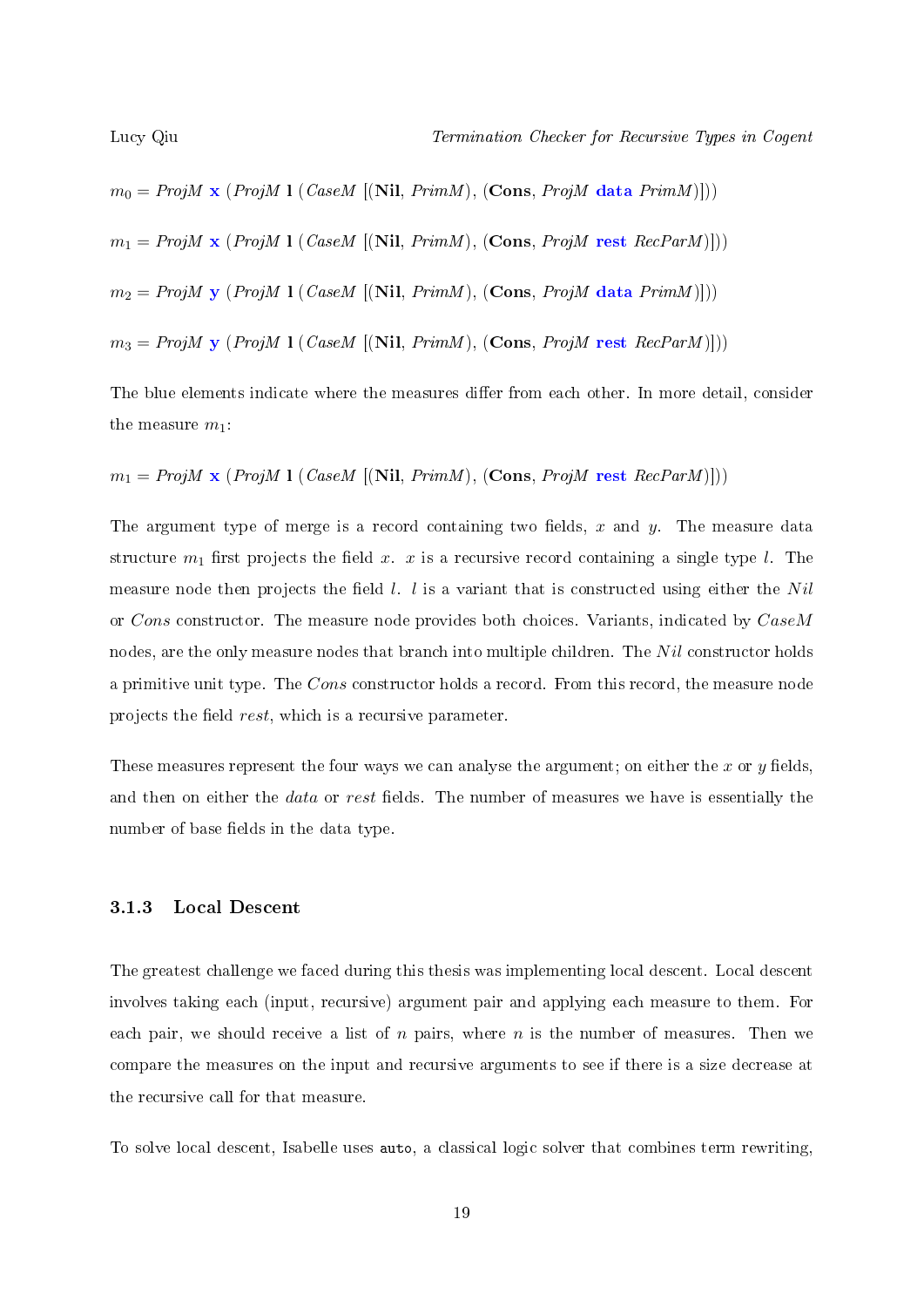$m_0 = \mathit{ProjM}\ \mathbf{x}\ (\mathit{ProjM}\ \mathbf{l}\ (\mathit{CaseM}\ [(\mathbf{Nil},\ \mathit{PrimM}),\ (\mathbf{Cons},\ \mathit{ProjM}\ \mathbf{data}\ \mathit{PrimM})]))$

$m_1 = \mathit{ProjM}\ \mathbf{x}\ (\mathit{ProjM}\ \mathbf{l}\ (\mathit{CaseM}\ [(\mathbf{Nil},\ \mathit{PrimM}),\ (\mathbf{Cons},\ \mathit{ProjM}\ \mathbf{rest}\ \mathit{RecParM})]))$

$m_2 = \mathit{ProjM}\ \mathbf{y}\ (\mathit{ProjM}\ \mathbf{l}\ (\mathit{CaseM}\ [(\mathbf{Nil},\ \mathit{PrimM}),\ (\mathbf{Cons},\ \mathit{ProjM}\ \mathbf{data}\ \mathit{PrimM})]))$

$m_3 = \mathit{ProjM}\ \mathbf{y}\ (\mathit{ProjM}\ \mathbf{l}\ (\mathit{CaseM}\ [(\mathbf{Nil},\ \mathit{PrimM}),\ (\mathbf{Cons},\ \mathit{ProjM}\ \mathbf{rest}\ \mathit{RecParM})]))$

The blue elements indicate where the measures differ from each other. In more detail, consider the measure $m_1$:

$m_1 = \mathit{ProjM}\ \mathbf{x}\ (\mathit{ProjM}\ \mathbf{l}\ (\mathit{CaseM}\ [(\mathbf{Nil},\ \mathit{PrimM}),\ (\mathbf{Cons},\ \mathit{ProjM}\ \mathbf{rest}\ \mathit{RecParM})]))$

The argument type of merge is a record containing two fields, $x$ and $y$. The measure data structure $m_1$ first projects the field $x$. $x$ is a recursive record containing a single type $l$. The measure node then projects the field $l$. $l$ is a variant that is constructed using either the $Nil$ or $Cons$ constructor. The measure node provides both choices. Variants, indicated by $CaseM$ nodes, are the only measure nodes that branch into multiple children. The $Nil$ constructor holds a primitive unit type. The $Cons$ constructor holds a record. From this record, the measure node projects the field $rest$, which is a recursive parameter.

These measures represent the four ways we can analyse the argument; on either the $x$ or $y$ fields, and then on either the $data$ or $rest$ fields. The number of measures we have is essentially the number of base fields in the data type.

### 3.1.3 Local Descent

The greatest challenge we faced during this thesis was implementing local descent. Local descent involves taking each (input, recursive) argument pair and applying each measure to them. For each pair, we should receive a list of $n$ pairs, where $n$ is the number of measures. Then we compare the measures on the input and recursive arguments to see if there is a size decrease at the recursive call for that measure.

To solve local descent, Isabelle uses `auto`, a classical logic solver that combines term rewriting,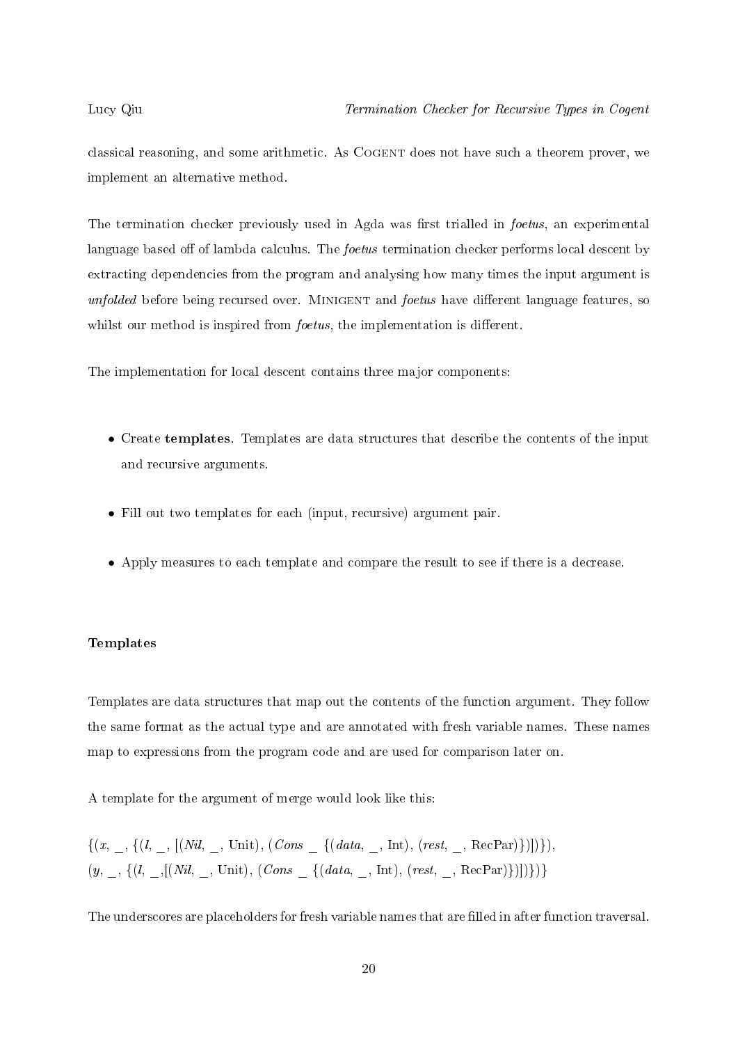classical reasoning, and some arithmetic. As COGENT does not have such a theorem prover, we implement an alternative method.

The termination checker previously used in Agda was first trialled in *foetus*, an experimental language based off of lambda calculus. The *foetus* termination checker performs local descent by extracting dependencies from the program and analysing how many times the input argument is *unfolded* before being recursed over. MINIGENT and *foetus* have different language features, so whilst our method is inspired from *foetus*, the implementation is different.

The implementation for local descent contains three major components:

- Create **templates**. Templates are data structures that describe the contents of the input and recursive arguments.
- Fill out two templates for each (input, recursive) argument pair.
- Apply measures to each template and compare the result to see if there is a decrease.

**Templates**

Templates are data structures that map out the contents of the function argument. They follow the same format as the actual type and are annotated with fresh variable names. These names map to expressions from the program code and are used for comparison later on.

A template for the argument of merge would look like this:

{(*x*, _, {(*l*, _, [(*Nil*, _, Unit), (*Cons* _ {(*data*, _, Int), (*rest*, _, RecPar)})])}),
(*y*, _, {(*l*, _,[(*Nil*, _, Unit), (*Cons* _ {(*data*, _, Int), (*rest*, _, RecPar)})])})}

The underscores are placeholders for fresh variable names that are filled in after function traversal.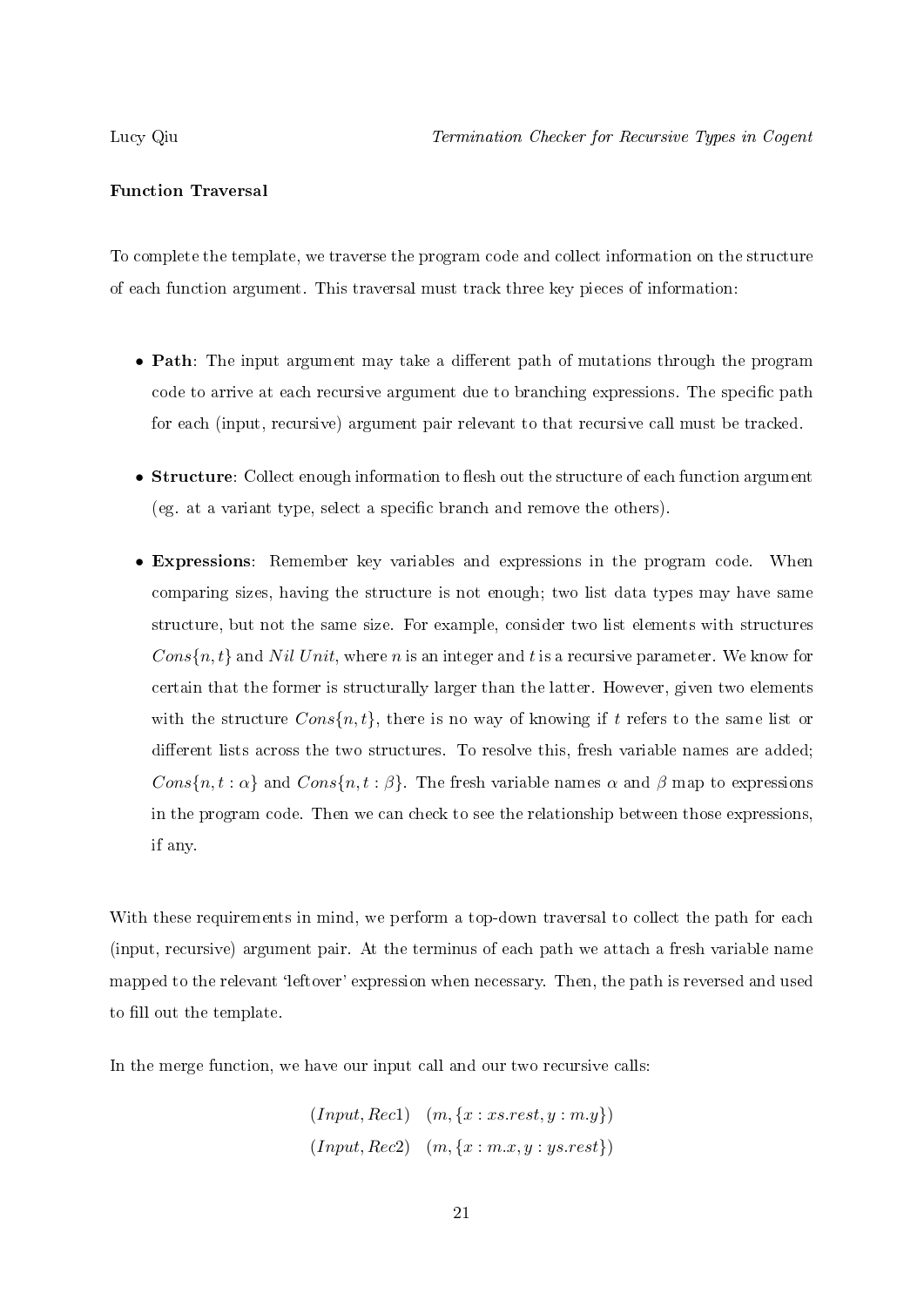**Function Traversal**

To complete the template, we traverse the program code and collect information on the structure of each function argument. This traversal must track three key pieces of information:

- **Path**: The input argument may take a different path of mutations through the program code to arrive at each recursive argument due to branching expressions. The specific path for each (input, recursive) argument pair relevant to that recursive call must be tracked.
- **Structure**: Collect enough information to flesh out the structure of each function argument (eg. at a variant type, select a specific branch and remove the others).
- **Expressions**: Remember key variables and expressions in the program code. When comparing sizes, having the structure is not enough; two list data types may have same structure, but not the same size. For example, consider two list elements with structures $Cons\{n, t\}$ and $Nil\ Unit$, where $n$ is an integer and $t$ is a recursive parameter. We know for certain that the former is structurally larger than the latter. However, given two elements with the structure $Cons\{n, t\}$, there is no way of knowing if $t$ refers to the same list or different lists across the two structures. To resolve this, fresh variable names are added; $Cons\{n, t : \alpha\}$ and $Cons\{n, t : \beta\}$. The fresh variable names $\alpha$ and $\beta$ map to expressions in the program code. Then we can check to see the relationship between those expressions, if any.

With these requirements in mind, we perform a top-down traversal to collect the path for each (input, recursive) argument pair. At the terminus of each path we attach a fresh variable name mapped to the relevant 'leftover' expression when necessary. Then, the path is reversed and used to fill out the template.

In the merge function, we have our input call and our two recursive calls:

$$(Input, Rec1) \quad (m, \{x : xs.rest, y : m.y\})$$
$$(Input, Rec2) \quad (m, \{x : m.x, y : ys.rest\})$$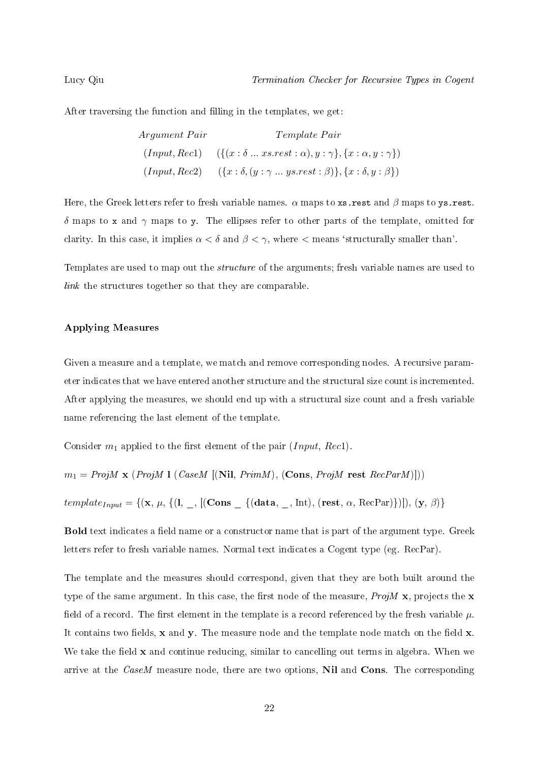After traversing the function and filling in the templates, we get:

| *Argument Pair* | *Template Pair* |
|---|---|
| $(Input, Rec1)$ | $(\{(x : \delta \; ... \; xs.rest : \alpha), y : \gamma\}, \{x : \alpha, y : \gamma\})$ |
| $(Input, Rec2)$ | $(\{x : \delta, (y : \gamma \; ... \; ys.rest : \beta)\}, \{x : \delta, y : \beta\})$ |

Here, the Greek letters refer to fresh variable names. $\alpha$ maps to `xs.rest` and $\beta$ maps to `ys.rest`. $\delta$ maps to `x` and $\gamma$ maps to `y`. The ellipses refer to other parts of the template, omitted for clarity. In this case, it implies $\alpha < \delta$ and $\beta < \gamma$, where $<$ means 'structurally smaller than'.

Templates are used to map out the *structure* of the arguments; fresh variable names are used to *link* the structures together so that they are comparable.

#### Applying Measures

Given a measure and a template, we match and remove corresponding nodes. A recursive parameter indicates that we have entered another structure and the structural size count is incremented. After applying the measures, we should end up with a structural size count and a fresh variable name referencing the last element of the template.

Consider $m_1$ applied to the first element of the pair ($Input$, $Rec1$).

$m_1 = \textit{ProjM}\ \mathbf{x}\ (\textit{ProjM}\ \mathbf{l}\ (\textit{CaseM}\ [(\mathbf{Nil},\ \textit{PrimM}),\ (\mathbf{Cons},\ \textit{ProjM}\ \mathbf{rest}\ \textit{RecParM})]))$

$template_{Input} = \{(\mathbf{x},\ \mu,\ \{(\mathbf{l},\ \_,\ [(\mathbf{Cons}\ \_\ \{(\mathbf{data},\ \_,\ \text{Int}),\ (\mathbf{rest},\ \alpha,\ \text{RecPar})\})]),\ (\mathbf{y},\ \beta)\}$

**Bold** text indicates a field name or a constructor name that is part of the argument type. Greek letters refer to fresh variable names. Normal text indicates a Cogent type (eg. RecPar).

The template and the measures should correspond, given that they are both built around the type of the same argument. In this case, the first node of the measure, *ProjM* **x**, projects the **x** field of a record. The first element in the template is a record referenced by the fresh variable $\mu$. It contains two fields, **x** and **y**. The measure node and the template node match on the field **x**. We take the field **x** and continue reducing, similar to cancelling out terms in algebra. When we arrive at the *CaseM* measure node, there are two options, **Nil** and **Cons**. The corresponding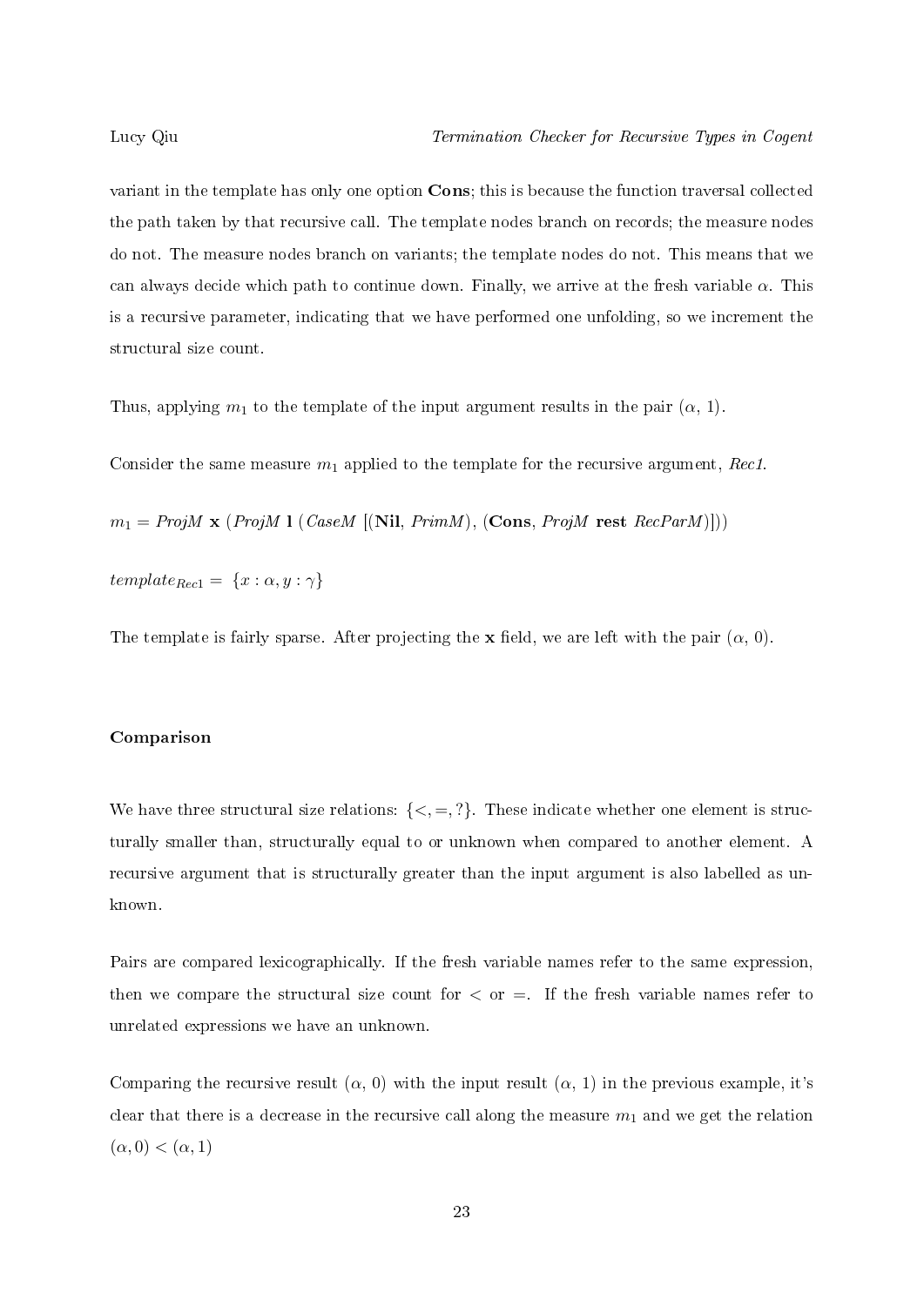variant in the template has only one option **Cons**; this is because the function traversal collected the path taken by that recursive call. The template nodes branch on records; the measure nodes do not. The measure nodes branch on variants; the template nodes do not. This means that we can always decide which path to continue down. Finally, we arrive at the fresh variable $\alpha$. This is a recursive parameter, indicating that we have performed one unfolding, so we increment the structural size count.

Thus, applying $m_1$ to the template of the input argument results in the pair ($\alpha$, 1).

Consider the same measure $m_1$ applied to the template for the recursive argument, *Rec1*.

$m_1 = \textit{ProjM}\ \mathbf{x}\ (\textit{ProjM}\ \mathbf{l}\ (\textit{CaseM}\ [(\mathbf{Nil},\ \textit{PrimM}),\ (\mathbf{Cons},\ \textit{ProjM}\ \mathbf{rest}\ \textit{RecParM})]))$

$template_{Rec1} = \{x : \alpha, y : \gamma\}$

The template is fairly sparse. After projecting the **x** field, we are left with the pair ($\alpha$, 0).

#### Comparison

We have three structural size relations: $\{<, =, ?\}$. These indicate whether one element is structurally smaller than, structurally equal to or unknown when compared to another element. A recursive argument that is structurally greater than the input argument is also labelled as unknown.

Pairs are compared lexicographically. If the fresh variable names refer to the same expression, then we compare the structural size count for $<$ or $=$. If the fresh variable names refer to unrelated expressions we have an unknown.

Comparing the recursive result ($\alpha$, 0) with the input result ($\alpha$, 1) in the previous example, it's clear that there is a decrease in the recursive call along the measure $m_1$ and we get the relation $(\alpha, 0) < (\alpha, 1)$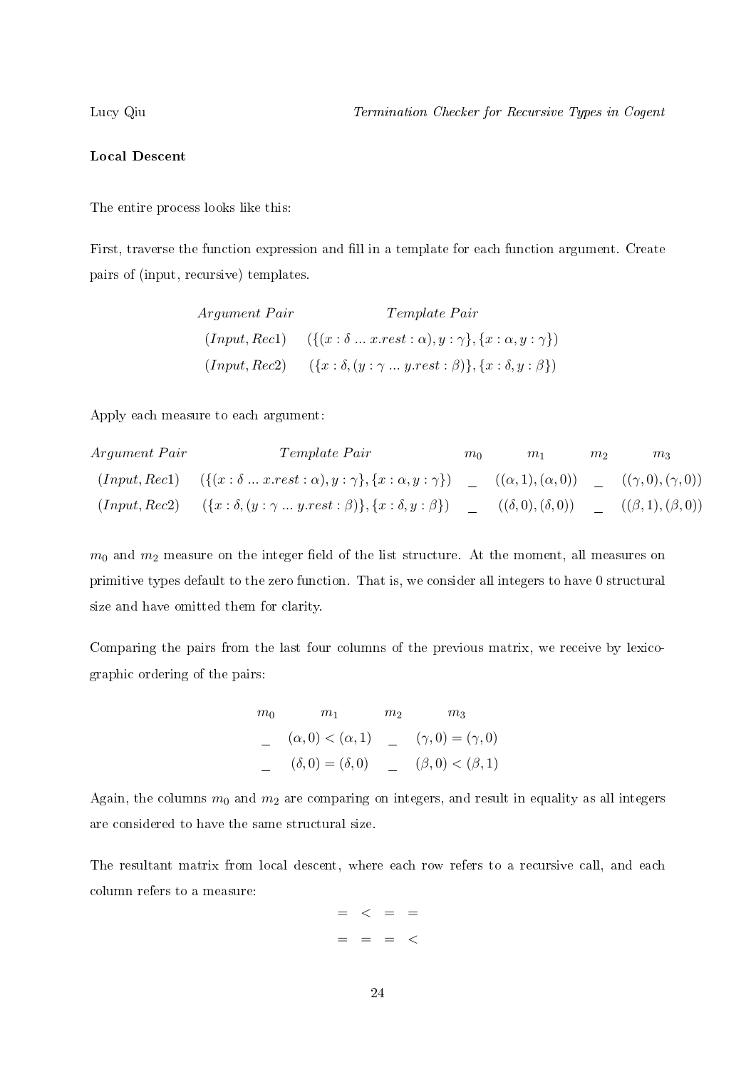**Local Descent**

The entire process looks like this:

First, traverse the function expression and fill in a template for each function argument. Create pairs of (input, recursive) templates.

| *Argument Pair* | *Template Pair* |
|---|---|
| $(Input, Rec1)$ | $(\{(x : \delta \; ... \; x.rest : \alpha), y : \gamma\}, \{x : \alpha, y : \gamma\})$ |
| $(Input, Rec2)$ | $(\{x : \delta, (y : \gamma \; ... \; y.rest : \beta)\}, \{x : \delta, y : \beta\})$ |

Apply each measure to each argument:

| *Argument Pair* | *Template Pair* | $m_0$ | $m_1$ | $m_2$ | $m_3$ |
|---|---|---|---|---|---|
| $(Input, Rec1)$ | $(\{(x : \delta \; ... \; x.rest : \alpha), y : \gamma\}, \{x : \alpha, y : \gamma\})$ | _ | $((\alpha, 1), (\alpha, 0))$ | _ | $((\gamma, 0), (\gamma, 0))$ |
| $(Input, Rec2)$ | $(\{x : \delta, (y : \gamma \; ... \; y.rest : \beta)\}, \{x : \delta, y : \beta\})$ | _ | $((\delta, 0), (\delta, 0))$ | _ | $((\beta, 1), (\beta, 0))$ |

$m_0$ and $m_2$ measure on the integer field of the list structure. At the moment, all measures on primitive types default to the zero function. That is, we consider all integers to have 0 structural size and have omitted them for clarity.

Comparing the pairs from the last four columns of the previous matrix, we receive by lexicographic ordering of the pairs:

| $m_0$ | $m_1$ | $m_2$ | $m_3$ |
|---|---|---|---|
| _ | $(\alpha, 0) < (\alpha, 1)$ | _ | $(\gamma, 0) = (\gamma, 0)$ |
| _ | $(\delta, 0) = (\delta, 0)$ | _ | $(\beta, 0) < (\beta, 1)$ |

Again, the columns $m_0$ and $m_2$ are comparing on integers, and result in equality as all integers are considered to have the same structural size.

The resultant matrix from local descent, where each row refers to a recursive call, and each column refers to a measure:

$$
\begin{matrix}
= & < & = & = \\
= & = & = & <
\end{matrix}
$$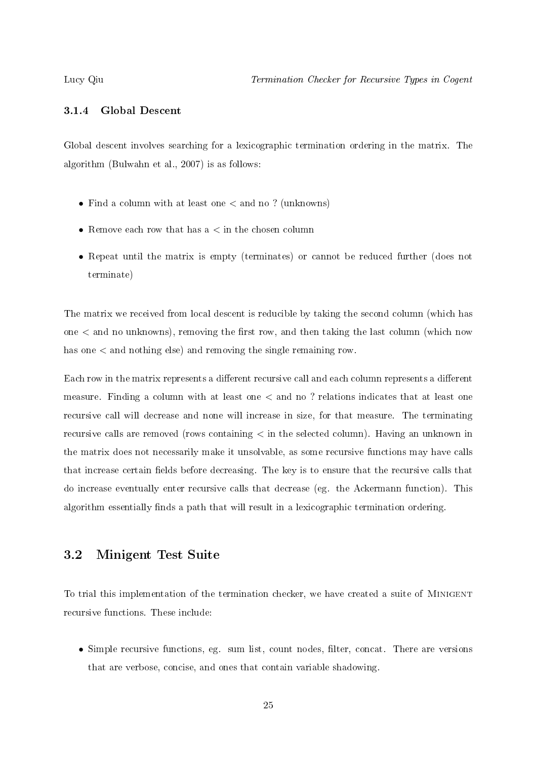### 3.1.4 Global Descent

Global descent involves searching for a lexicographic termination ordering in the matrix. The algorithm (Bulwahn et al., 2007) is as follows:

- Find a column with at least one < and no ? (unknowns)
- Remove each row that has a < in the chosen column
- Repeat until the matrix is empty (terminates) or cannot be reduced further (does not terminate)

The matrix we received from local descent is reducible by taking the second column (which has one < and no unknowns), removing the first row, and then taking the last column (which now has one < and nothing else) and removing the single remaining row.

Each row in the matrix represents a different recursive call and each column represents a different measure. Finding a column with at least one < and no ? relations indicates that at least one recursive call will decrease and none will increase in size, for that measure. The terminating recursive calls are removed (rows containing < in the selected column). Having an unknown in the matrix does not necessarily make it unsolvable, as some recursive functions may have calls that increase certain fields before decreasing. The key is to ensure that the recursive calls that do increase eventually enter recursive calls that decrease (eg. the Ackermann function). This algorithm essentially finds a path that will result in a lexicographic termination ordering.

## 3.2 Minigent Test Suite

To trial this implementation of the termination checker, we have created a suite of Minigent recursive functions. These include:

- Simple recursive functions, eg. sum list, count nodes, filter, concat. There are versions that are verbose, concise, and ones that contain variable shadowing.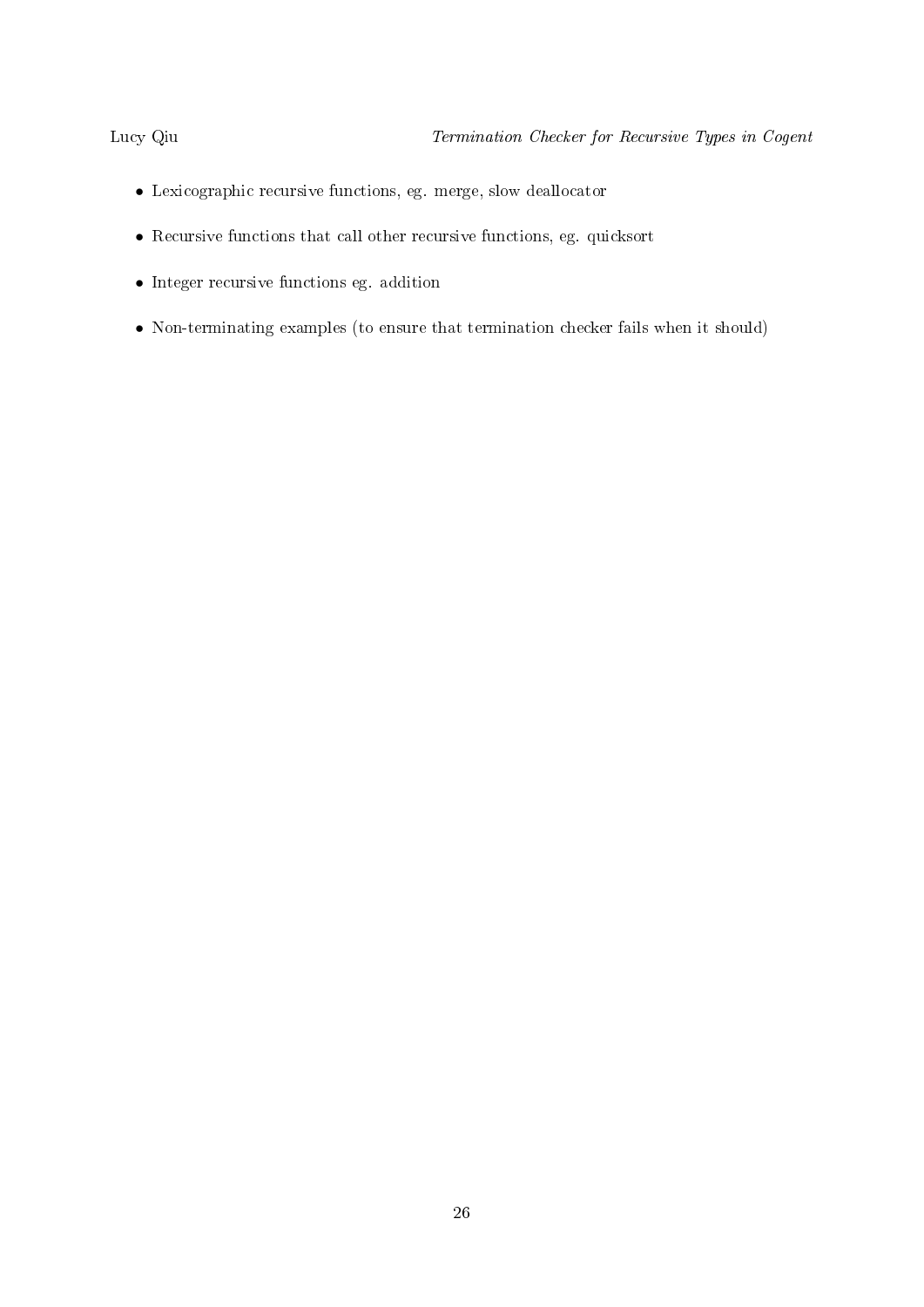- Lexicographic recursive functions, eg. merge, slow deallocator
- Recursive functions that call other recursive functions, eg. quicksort
- Integer recursive functions eg. addition
- Non-terminating examples (to ensure that termination checker fails when it should)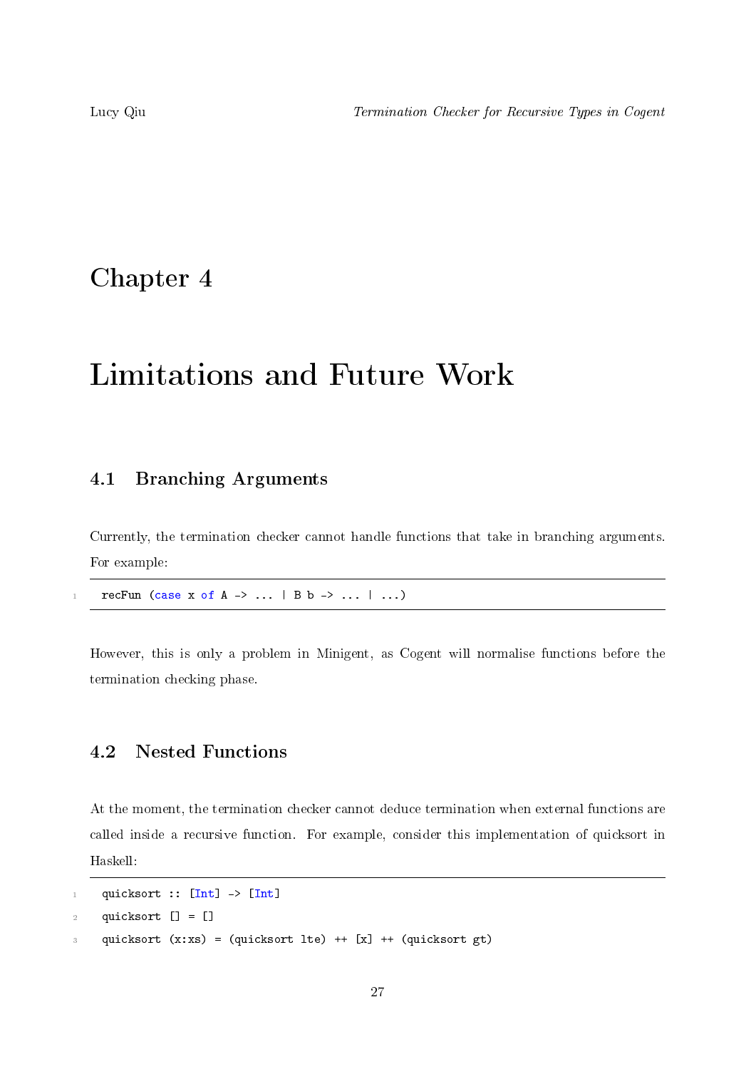# Chapter 4

# Limitations and Future Work

## 4.1 Branching Arguments

Currently, the termination checker cannot handle functions that take in branching arguments. For example:

```
recFun (case x of A -> ... | B b -> ... | ...)
```

However, this is only a problem in Minigent, as Cogent will normalise functions before the termination checking phase.

## 4.2 Nested Functions

At the moment, the termination checker cannot deduce termination when external functions are called inside a recursive function. For example, consider this implementation of quicksort in Haskell:

```
quicksort :: [Int] -> [Int]
quicksort [] = []
quicksort (x:xs) = (quicksort lte) ++ [x] ++ (quicksort gt)
```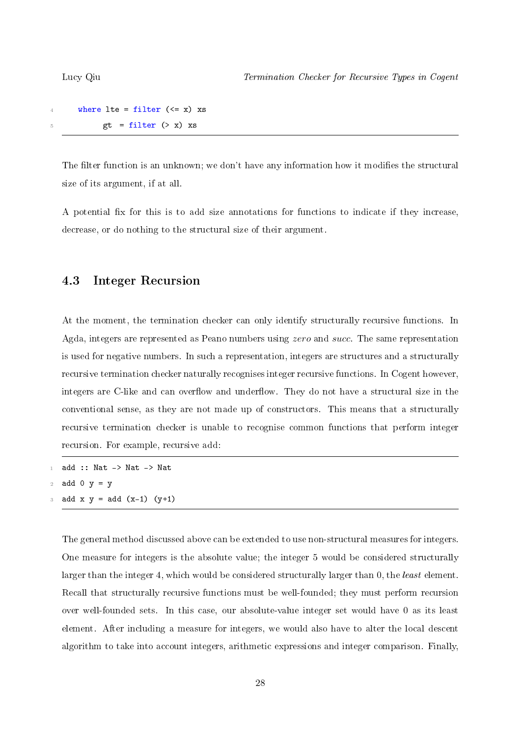```
    where lte = filter (<= x) xs
          gt  = filter (> x) xs
```

The filter function is an unknown; we don't have any information how it modifies the structural size of its argument, if at all.

A potential fix for this is to add size annotations for functions to indicate if they increase, decrease, or do nothing to the structural size of their argument.

## 4.3 Integer Recursion

At the moment, the termination checker can only identify structurally recursive functions. In Agda, integers are represented as Peano numbers using *zero* and *succ*. The same representation is used for negative numbers. In such a representation, integers are structures and a structurally recursive termination checker naturally recognises integer recursive functions. In Cogent however, integers are C-like and can overflow and underflow. They do not have a structural size in the conventional sense, as they are not made up of constructors. This means that a structurally recursive termination checker is unable to recognise common functions that perform integer recursion. For example, recursive add:

```
add :: Nat -> Nat -> Nat
add 0 y = y
add x y = add (x-1) (y+1)
```

The general method discussed above can be extended to use non-structural measures for integers. One measure for integers is the absolute value; the integer 5 would be considered structurally larger than the integer 4, which would be considered structurally larger than 0, the *least* element. Recall that structurally recursive functions must be well-founded; they must perform recursion over well-founded sets. In this case, our absolute-value integer set would have 0 as its least element. After including a measure for integers, we would also have to alter the local descent algorithm to take into account integers, arithmetic expressions and integer comparison. Finally,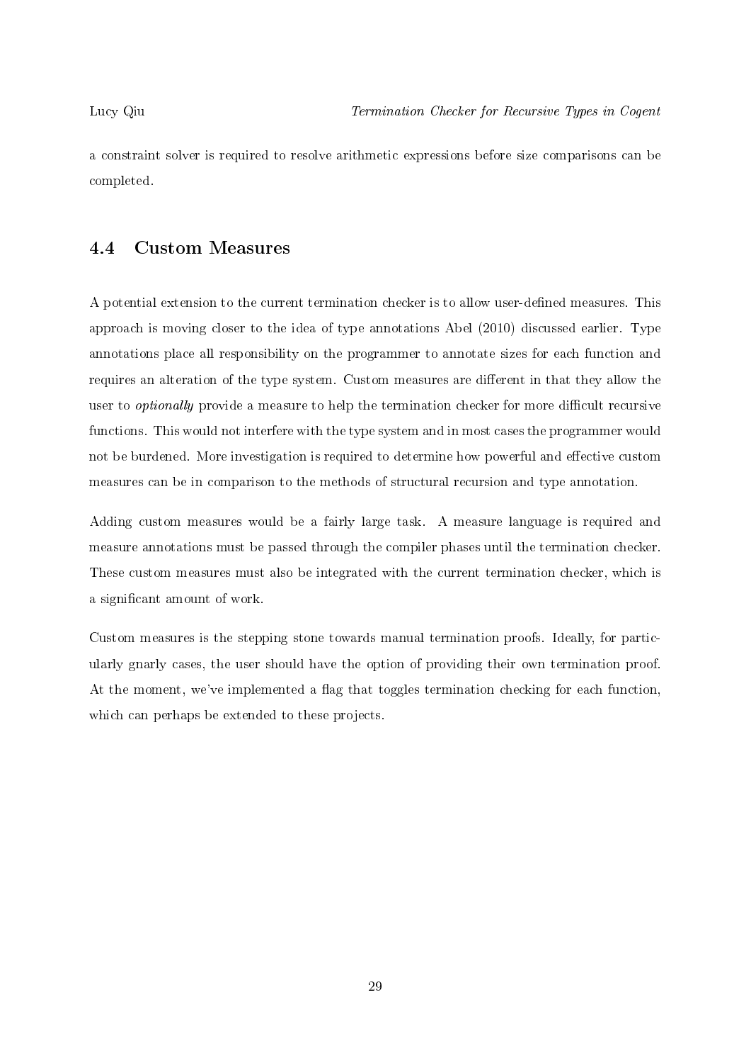a constraint solver is required to resolve arithmetic expressions before size comparisons can be completed.

## 4.4 Custom Measures

A potential extension to the current termination checker is to allow user-defined measures. This approach is moving closer to the idea of type annotations Abel (2010) discussed earlier. Type annotations place all responsibility on the programmer to annotate sizes for each function and requires an alteration of the type system. Custom measures are different in that they allow the user to *optionally* provide a measure to help the termination checker for more difficult recursive functions. This would not interfere with the type system and in most cases the programmer would not be burdened. More investigation is required to determine how powerful and effective custom measures can be in comparison to the methods of structural recursion and type annotation.

Adding custom measures would be a fairly large task. A measure language is required and measure annotations must be passed through the compiler phases until the termination checker. These custom measures must also be integrated with the current termination checker, which is a significant amount of work.

Custom measures is the stepping stone towards manual termination proofs. Ideally, for particularly gnarly cases, the user should have the option of providing their own termination proof. At the moment, we've implemented a flag that toggles termination checking for each function, which can perhaps be extended to these projects.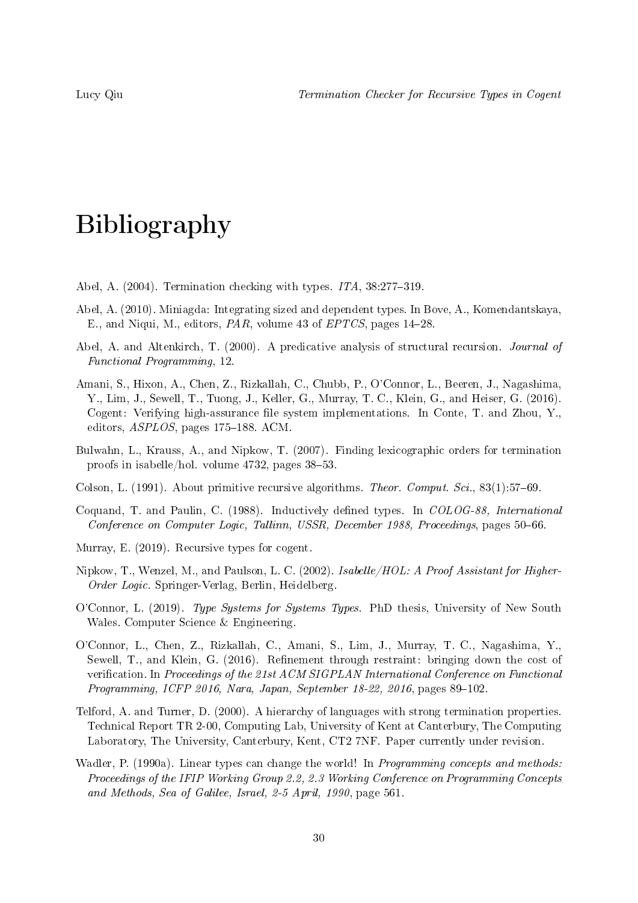# Bibliography

Abel, A. (2004). Termination checking with types. *ITA*, 38:277–319.

Abel, A. (2010). Miniagda: Integrating sized and dependent types. In Bove, A., Komendantskaya, E., and Niqui, M., editors, *PAR*, volume 43 of *EPTCS*, pages 14–28.

Abel, A. and Altenkirch, T. (2000). A predicative analysis of structural recursion. *Journal of Functional Programming*, 12.

Amani, S., Hixon, A., Chen, Z., Rizkallah, C., Chubb, P., O'Connor, L., Beeren, J., Nagashima, Y., Lim, J., Sewell, T., Tuong, J., Keller, G., Murray, T. C., Klein, G., and Heiser, G. (2016). Cogent: Verifying high-assurance file system implementations. In Conte, T. and Zhou, Y., editors, *ASPLOS*, pages 175–188. ACM.

Bulwahn, L., Krauss, A., and Nipkow, T. (2007). Finding lexicographic orders for termination proofs in isabelle/hol. volume 4732, pages 38–53.

Colson, L. (1991). About primitive recursive algorithms. *Theor. Comput. Sci.*, 83(1):57–69.

Coquand, T. and Paulin, C. (1988). Inductively defined types. In *COLOG-88, International Conference on Computer Logic, Tallinn, USSR, December 1988, Proceedings*, pages 50–66.

Murray, E. (2019). Recursive types for cogent.

Nipkow, T., Wenzel, M., and Paulson, L. C. (2002). *Isabelle/HOL: A Proof Assistant for Higher-Order Logic*. Springer-Verlag, Berlin, Heidelberg.

O'Connor, L. (2019). *Type Systems for Systems Types*. PhD thesis, University of New South Wales. Computer Science & Engineering.

O'Connor, L., Chen, Z., Rizkallah, C., Amani, S., Lim, J., Murray, T. C., Nagashima, Y., Sewell, T., and Klein, G. (2016). Refinement through restraint: bringing down the cost of verification. In *Proceedings of the 21st ACM SIGPLAN International Conference on Functional Programming, ICFP 2016, Nara, Japan, September 18-22, 2016*, pages 89–102.

Telford, A. and Turner, D. (2000). A hierarchy of languages with strong termination properties. Technical Report TR 2-00, Computing Lab, University of Kent at Canterbury, The Computing Laboratory, The University, Canterbury, Kent, CT2 7NF. Paper currently under revision.

Wadler, P. (1990a). Linear types can change the world! In *Programming concepts and methods: Proceedings of the IFIP Working Group 2.2, 2.3 Working Conference on Programming Concepts and Methods, Sea of Galilee, Israel, 2-5 April, 1990*, page 561.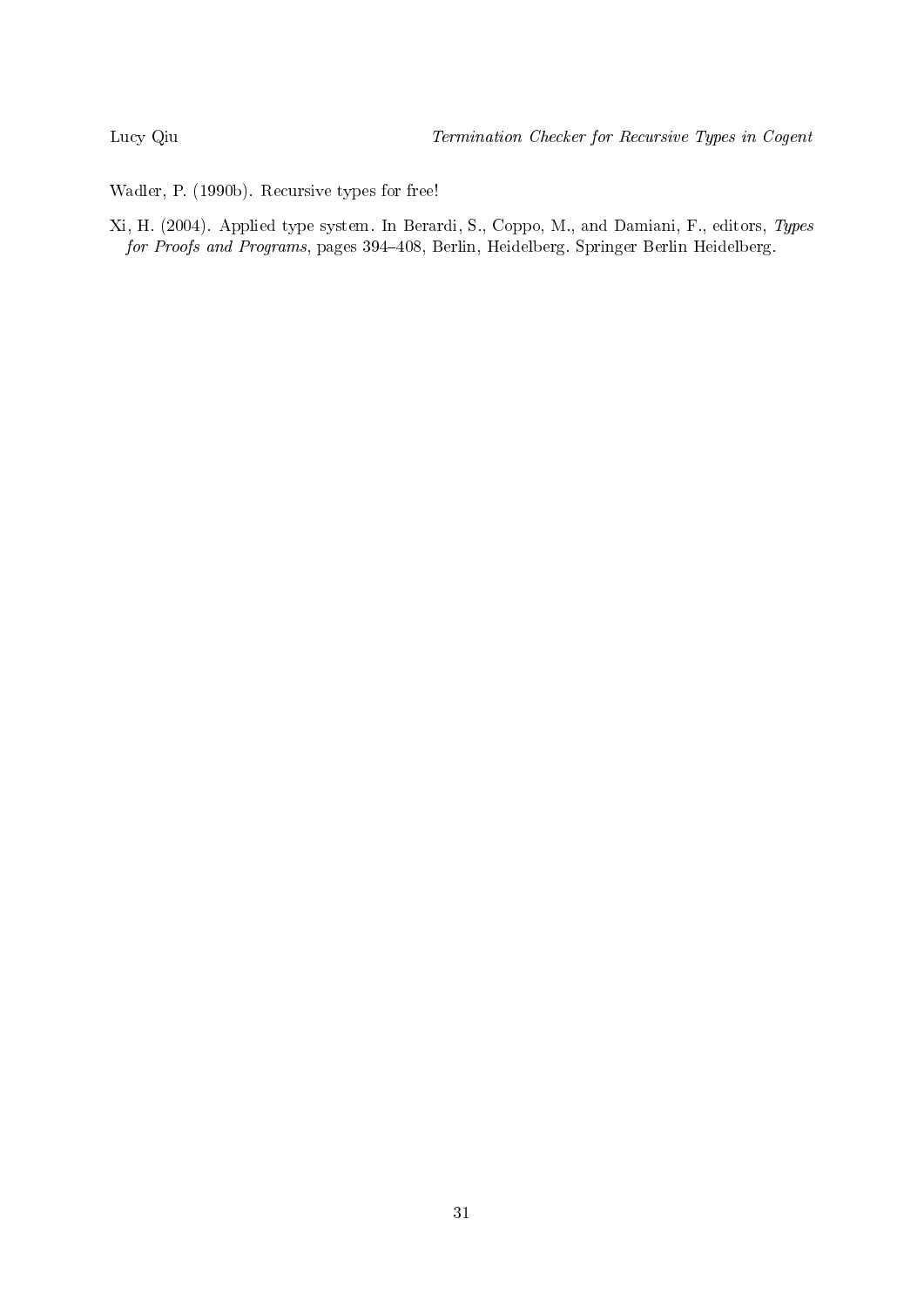Wadler, P. (1990b). Recursive types for free!

Xi, H. (2004). Applied type system. In Berardi, S., Coppo, M., and Damiani, F., editors, *Types for Proofs and Programs*, pages 394–408, Berlin, Heidelberg. Springer Berlin Heidelberg.